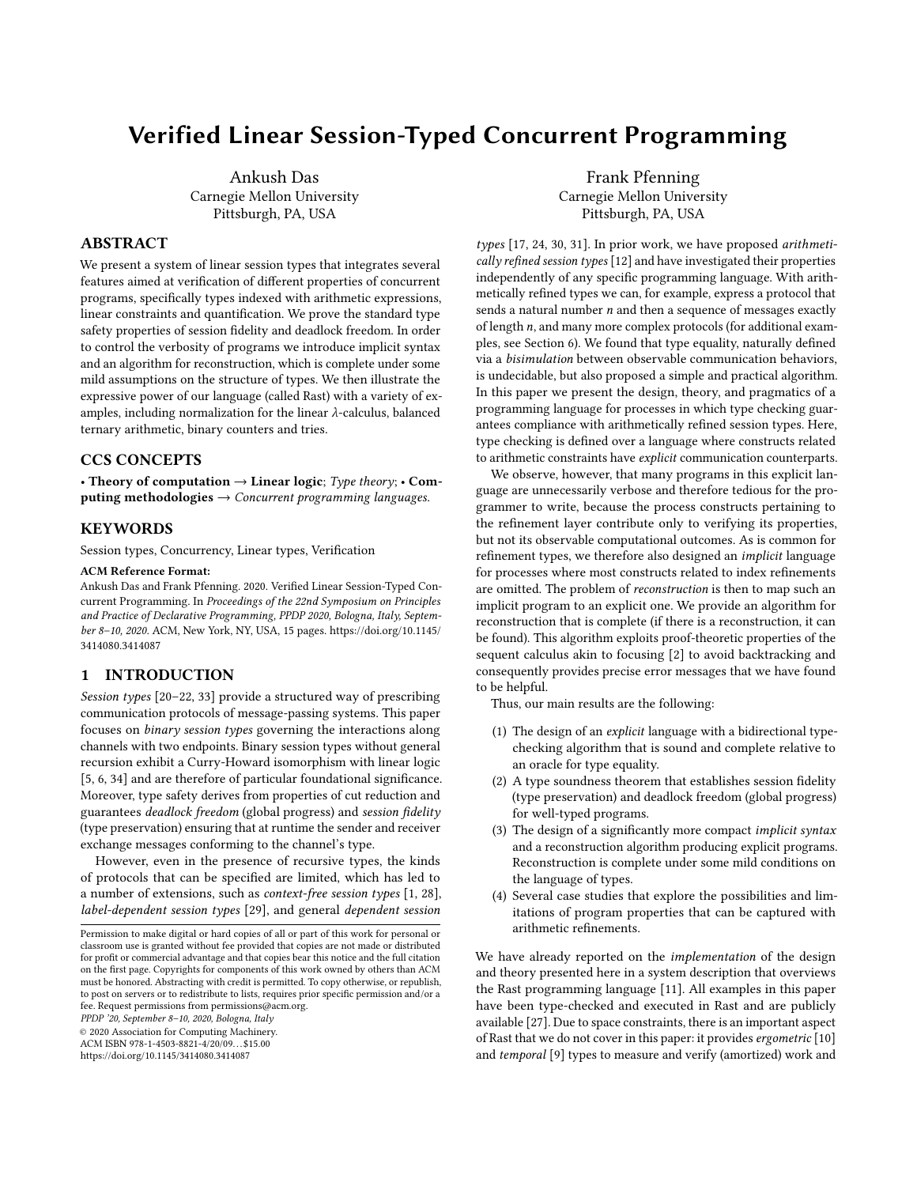# Verified Linear Session-Typed Concurrent Programming

Ankush Das
Carnegie Mellon University
Pittsburgh, PA, USA

Frank Pfenning
Carnegie Mellon University
Pittsburgh, PA, USA

## ABSTRACT

We present a system of linear session types that integrates several features aimed at verification of different properties of concurrent programs, specifically types indexed with arithmetic expressions, linear constraints and quantification. We prove the standard type safety properties of session fidelity and deadlock freedom. In order to control the verbosity of programs we introduce implicit syntax and an algorithm for reconstruction, which is complete under some mild assumptions on the structure of types. We then illustrate the expressive power of our language (called Rast) with a variety of examples, including normalization for the linear $\lambda$-calculus, balanced ternary arithmetic, binary counters and tries.

## CCS CONCEPTS

• **Theory of computation** → **Linear logic**; *Type theory*; • **Computing methodologies** → *Concurrent programming languages*.

## KEYWORDS

Session types, Concurrency, Linear types, Verification

**ACM Reference Format:**
Ankush Das and Frank Pfenning. 2020. Verified Linear Session-Typed Concurrent Programming. In *Proceedings of the 22nd Symposium on Principles and Practice of Declarative Programming, PPDP 2020, Bologna, Italy, September 8–10, 2020.* ACM, New York, NY, USA, 15 pages. https://doi.org/10.1145/3414080.3414087

## 1 INTRODUCTION

*Session types* [20–22, 33] provide a structured way of prescribing communication protocols of message-passing systems. This paper focuses on *binary session types* governing the interactions along channels with two endpoints. Binary session types without general recursion exhibit a Curry-Howard isomorphism with linear logic [5, 6, 34] and are therefore of particular foundational significance. Moreover, type safety derives from properties of cut reduction and guarantees *deadlock freedom* (global progress) and *session fidelity* (type preservation) ensuring that at runtime the sender and receiver exchange messages conforming to the channel's type.

However, even in the presence of recursive types, the kinds of protocols that can be specified are limited, which has led to a number of extensions, such as *context-free session types* [1, 28], *label-dependent session types* [29], and general *dependent session types* [17, 24, 30, 31]. In prior work, we have proposed *arithmetically refined session types* [12] and have investigated their properties independently of any specific programming language. With arithmetically refined types we can, for example, express a protocol that sends a natural number $n$ and then a sequence of messages exactly of length $n$, and many more complex protocols (for additional examples, see Section 6). We found that type equality, naturally defined via a *bisimulation* between observable communication behaviors, is undecidable, but also proposed a simple and practical algorithm. In this paper we present the design, theory, and pragmatics of a programming language for processes in which type checking guarantees compliance with arithmetically refined session types. Here, type checking is defined over a language where constructs related to arithmetic constraints have *explicit* communication counterparts.

We observe, however, that many programs in this explicit language are unnecessarily verbose and therefore tedious for the programmer to write, because the process constructs pertaining to the refinement layer contribute only to verifying its properties, but not its observable computational outcomes. As is common for refinement types, we therefore also designed an *implicit* language for processes where most constructs related to index refinements are omitted. The problem of *reconstruction* is then to map such an implicit program to an explicit one. We provide an algorithm for reconstruction that is complete (if there is a reconstruction, it can be found). This algorithm exploits proof-theoretic properties of the sequent calculus akin to focusing [2] to avoid backtracking and consequently provides precise error messages that we have found to be helpful.

Thus, our main results are the following:

1. The design of an *explicit* language with a bidirectional type-checking algorithm that is sound and complete relative to an oracle for type equality.
2. A type soundness theorem that establishes session fidelity (type preservation) and deadlock freedom (global progress) for well-typed programs.
3. The design of a significantly more compact *implicit syntax* and a reconstruction algorithm producing explicit programs. Reconstruction is complete under some mild conditions on the language of types.
4. Several case studies that explore the possibilities and limitations of program properties that can be captured with arithmetic refinements.

We have already reported on the *implementation* of the design and theory presented here in a system description that overviews the Rast programming language [11]. All examples in this paper have been type-checked and executed in Rast and are publicly available [27]. Due to space constraints, there is an important aspect of Rast that we do not cover in this paper: it provides *ergometric* [10] and *temporal* [9] types to measure and verify (amortized) work and

Permission to make digital or hard copies of all or part of this work for personal or classroom use is granted without fee provided that copies are not made or distributed for profit or commercial advantage and that copies bear this notice and the full citation on the first page. Copyrights for components of this work owned by others than ACM must be honored. Abstracting with credit is permitted. To copy otherwise, or republish, to post on servers or to redistribute to lists, requires prior specific permission and/or a fee. Request permissions from permissions@acm.org.
*PPDP '20, September 8–10, 2020, Bologna, Italy*
© 2020 Association for Computing Machinery.
ACM ISBN 978-1-4503-8821-4/20/09...$15.00
https://doi.org/10.1145/3414080.3414087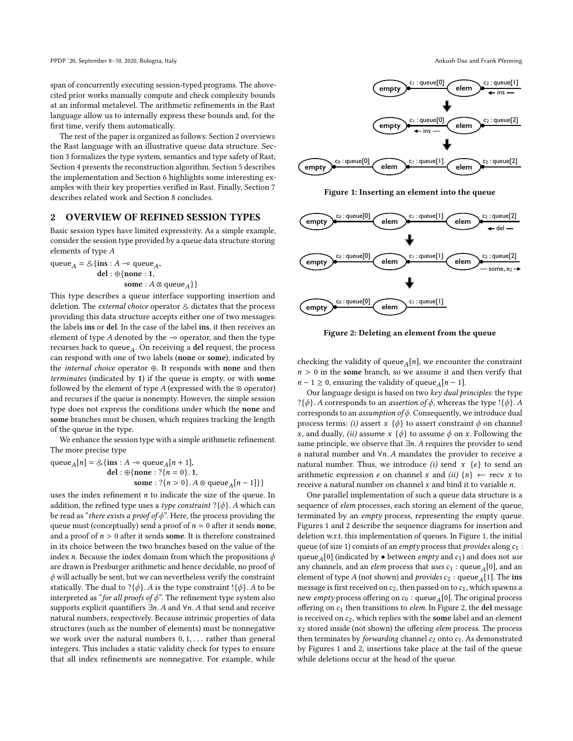span of concurrently executing session-typed programs. The above-cited prior works manually compute and check complexity bounds at an informal metalevel. The arithmetic refinements in the Rast language allow us to internally express these bounds and, for the first time, verify them automatically.

The rest of the paper is organized as follows: Section 2 overviews the Rast language with an illustrative queue data structure. Section 3 formalizes the type system, semantics and type safety of Rast; Section 4 presents the reconstruction algorithm. Section 5 describes the implementation and Section 6 highlights some interesting examples with their key properties verified in Rast. Finally, Section 7 describes related work and Section 8 concludes.

## 2 OVERVIEW OF REFINED SESSION TYPES

Basic session types have limited expressivity. As a simple example, consider the session type provided by a queue data structure storing elements of type $A$

$$\begin{aligned}\text{queue}_A = \&\{&\textbf{ins} : A \multimap \text{queue}_A,\\ &\textbf{del} : \oplus\{\textbf{none} : \mathbf{1},\\ &\qquad\quad \textbf{some} : A \otimes \text{queue}_A\}\}\end{aligned}$$

This type describes a queue interface supporting insertion and deletion. The *external choice* operator $\&$ dictates that the process providing this data structure accepts either one of two messages: the labels **ins** or **del**. In the case of the label **ins**, it then receives an element of type $A$ denoted by the $\multimap$ operator, and then the type recurses back to $\text{queue}_A$. On receiving a **del** request, the process can respond with one of two labels (**none** or **some**), indicated by the *internal choice* operator $\oplus$. It responds with **none** and then *terminates* (indicated by $\mathbf{1}$) if the queue is empty, or with **some** followed by the element of type $A$ (expressed with the $\otimes$ operator) and recurses if the queue is nonempty. However, the simple session type does not express the conditions under which the **none** and **some** branches must be chosen, which requires tracking the length of the queue in the type.

We enhance the session type with a simple arithmetic refinement. The more precise type

$$\begin{aligned}\text{queue}_A[n] = \&\{&\textbf{ins} : A \multimap \text{queue}_A[n+1],\\ &\textbf{del} : \oplus\{\textbf{none} : ?\{n = 0\}.\,\mathbf{1},\\ &\qquad\quad \textbf{some} : ?\{n > 0\}.\,A \otimes \text{queue}_A[n-1]\}\}\end{aligned}$$

uses the index refinement $n$ to indicate the size of the queue. In addition, the refined type uses a *type constraint* $?\{\phi\}.\,A$ which can be read as "*there exists a proof of* $\phi$". Here, the process providing the queue must (conceptually) send a proof of $n = 0$ after it sends **none**, and a proof of $n > 0$ after it sends **some**. It is therefore constrained in its choice between the two branches based on the value of the index $n$. Because the index domain from which the propositions $\phi$ are drawn is Presburger arithmetic and hence decidable, no proof of $\phi$ will actually be sent, but we can nevertheless verify the constraint statically. The dual to $?\{\phi\}.\,A$ is the type constraint $!\{\phi\}.\,A$ to be interpreted as "*for all proofs of* $\phi$". The refinement type system also supports explicit quantifiers $\exists n.\,A$ and $\forall n.\,A$ that send and receive natural numbers, respectively. Because intrinsic properties of data structures (such as the number of elements) must be nonnegative we work over the natural numbers $0, 1, \ldots$ rather than general integers. This includes a static validity check for types to ensure that all index refinements are nonnegative. For example, while checking the validity of $\text{queue}_A[n]$, we encounter the constraint $n > 0$ in the **some** branch, so we assume it and then verify that $n - 1 \geq 0$, ensuring the validity of $\text{queue}_A[n-1]$.

Our language design is based on two *key dual principles*: the type $?\{\phi\}.\,A$ corresponds to an *assertion of* $\phi$, whereas the type $!\{\phi\}.\,A$ corresponds to an *assumption of* $\phi$. Consequently, we introduce dual process terms: *(i)* assert $x$ $\{\phi\}$ to assert constraint $\phi$ on channel $x$, and dually, *(ii)* assume $x$ $\{\phi\}$ to assume $\phi$ on $x$. Following the same principle, we observe that $\exists n.\,A$ requires the provider to send a natural number and $\forall n.\,A$ mandates the provider to receive a natural number. Thus, we introduce *(i)* send $x$ $\{e\}$ to send an arithmetic expression $e$ on channel $x$ and *(ii)* $\{n\} \leftarrow$ recv $x$ to receive a natural number on channel $x$ and bind it to variable $n$.

One parallel implementation of such a queue data structure is a sequence of *elem* processes, each storing an element of the queue, terminated by an *empty* process, representing the empty queue. Figures 1 and 2 describe the sequence diagrams for insertion and deletion w.r.t. this implementation of queues. In Figure 1, the initial queue (of size 1) consists of an *empty* process that *provides* along $c_1 : \text{queue}_A[0]$ (indicated by $\bullet$ between *empty* and $c_1$) and does not *use* any channels, and an *elem* process that *uses* $c_1 : \text{queue}_A[0]$, and an element of type $A$ (not shown) and *provides* $c_2 : \text{queue}_A[1]$. The **ins** message is first received on $c_2$, then passed on to $c_1$, which spawns a new *empty* process offering on $c_0 : \text{queue}_A[0]$. The original process offering on $c_1$ then transitions to *elem*. In Figure 2, the **del** message is received on $c_2$, which replies with the **some** label and an element $x_2$ stored inside (not shown) the offering *elem* process. The process then terminates by *forwarding* channel $c_2$ onto $c_1$. As demonstrated by Figures 1 and 2, insertions take place at the tail of the queue while deletions occur at the head of the queue.

**Figure 1: Inserting an element into the queue**

**Figure 2: Deleting an element from the queue**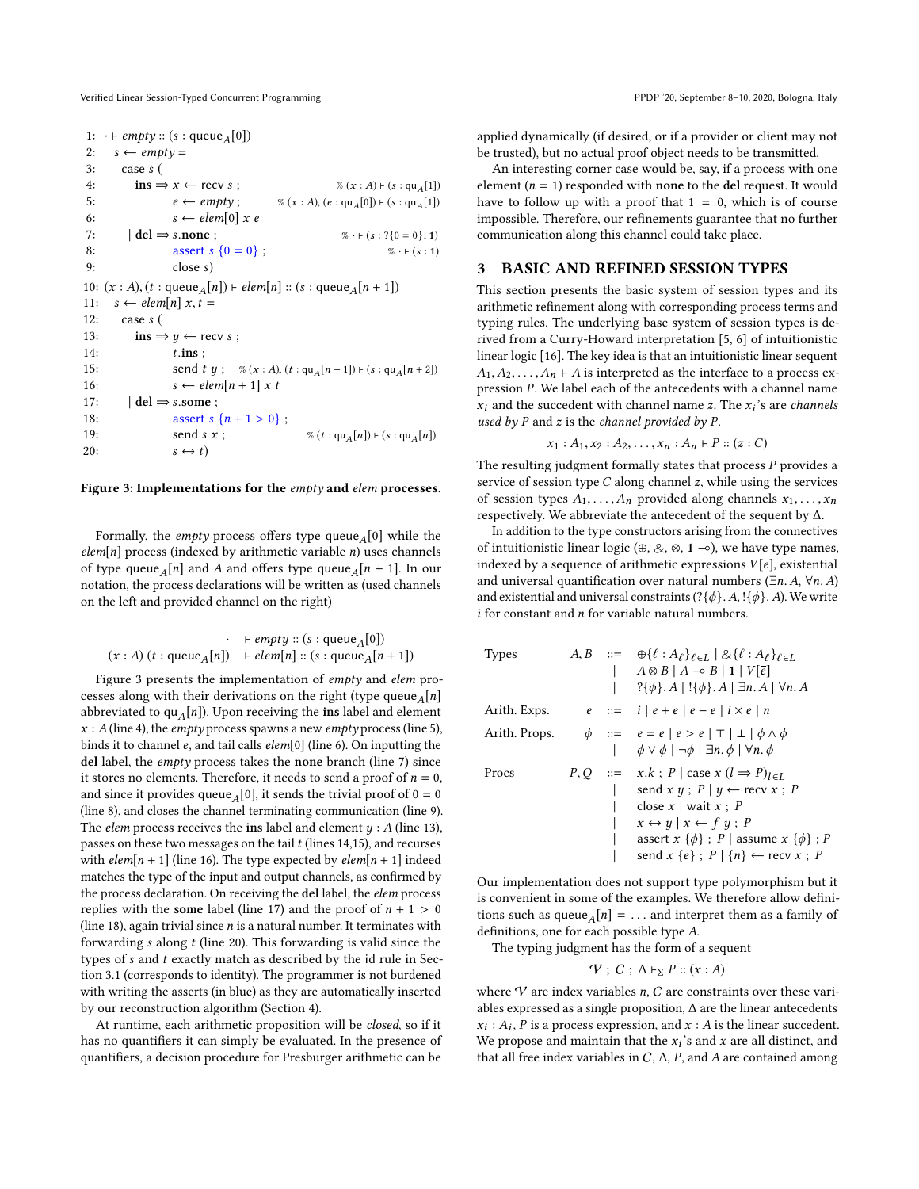```
1:  · ⊢ empty :: (s : queue_A[0])
2:    s ← empty =
3:      case s (
4:        ins ⇒ x ← recv s ;                         % (x : A) ⊢ (s : qu_A[1])
5:               e ← empty ;          % (x : A), (e : qu_A[0]) ⊢ (s : qu_A[1])
6:               s ← elem[0] x e
7:      | del ⇒ s.none ;                              % · ⊢ (s : ?{0 = 0}. 1)
8:               assert s {0 = 0} ;                          % · ⊢ (s : 1)
9:               close s)
10: (x : A), (t : queue_A[n]) ⊢ elem[n] :: (s : queue_A[n + 1])
11:   s ← elem[n] x, t =
12:     case s (
13:       ins ⇒ y ← recv s ;
14:              t.ins ;
15:              send t y ;   % (x : A), (t : qu_A[n + 1]) ⊢ (s : qu_A[n + 2])
16:              s ← elem[n + 1] x t
17:     | del ⇒ s.some ;
18:              assert s {n + 1 > 0} ;
19:              send s x ;                      % (t : qu_A[n]) ⊢ (s : qu_A[n])
20:              s ↔ t)
```

**Figure 3: Implementations for the *empty* and *elem* processes.**

Formally, the *empty* process offers type $\text{queue}_A[0]$ while the $elem[n]$ process (indexed by arithmetic variable $n$) uses channels of type $\text{queue}_A[n]$ and $A$ and offers type $\text{queue}_A[n+1]$. In our notation, the process declarations will be written as (used channels on the left and provided channel on the right)

$$\begin{array}{rl} \cdot & \vdash empty :: (s : \text{queue}_A[0]) \\ (x : A)\ (t : \text{queue}_A[n]) & \vdash elem[n] :: (s : \text{queue}_A[n+1]) \end{array}$$

Figure 3 presents the implementation of *empty* and *elem* processes along with their derivations on the right (type $\text{queue}_A[n]$ abbreviated to $\text{qu}_A[n]$). Upon receiving the **ins** label and element $x : A$ (line 4), the *empty* process spawns a new *empty* process (line 5), binds it to channel $e$, and tail calls $elem[0]$ (line 6). On inputting the **del** label, the *empty* process takes the **none** branch (line 7) since it stores no elements. Therefore, it needs to send a proof of $n = 0$, and since it provides $\text{queue}_A[0]$, it sends the trivial proof of $0 = 0$ (line 8), and closes the channel terminating communication (line 9). The *elem* process receives the **ins** label and element $y : A$ (line 13), passes on these two messages on the tail $t$ (lines 14,15), and recurses with $elem[n+1]$ (line 16). The type expected by $elem[n+1]$ indeed matches the type of the input and output channels, as confirmed by the process declaration. On receiving the **del** label, the *elem* process replies with the **some** label (line 17) and the proof of $n + 1 > 0$ (line 18), again trivial since $n$ is a natural number. It terminates with forwarding $s$ along $t$ (line 20). This forwarding is valid since the types of $s$ and $t$ exactly match as described by the id rule in Section 3.1 (corresponds to identity). The programmer is not burdened with writing the asserts (in blue) as they are automatically inserted by our reconstruction algorithm (Section 4).

At runtime, each arithmetic proposition will be *closed*, so if it has no quantifiers it can simply be evaluated. In the presence of quantifiers, a decision procedure for Presburger arithmetic can be applied dynamically (if desired, or if a provider or client may not be trusted), but no actual proof object needs to be transmitted.

An interesting corner case would be, say, if a process with one element ($n = 1$) responded with **none** to the **del** request. It would have to follow up with a proof that $1 = 0$, which is of course impossible. Therefore, our refinements guarantee that no further communication along this channel could take place.

## 3 BASIC AND REFINED SESSION TYPES

This section presents the basic system of session types and its arithmetic refinement along with corresponding process terms and typing rules. The underlying base system of session types is derived from a Curry-Howard interpretation [5, 6] of intuitionistic linear logic [16]. The key idea is that an intuitionistic linear sequent $A_1, A_2, \ldots, A_n \vdash A$ is interpreted as the interface to a process expression $P$. We label each of the antecedents with a channel name $x_i$ and the succedent with channel name $z$. The $x_i$'s are *channels used by P* and $z$ is the *channel provided by P*.

$$x_1 : A_1, x_2 : A_2, \ldots, x_n : A_n \vdash P :: (z : C)$$

The resulting judgment formally states that process $P$ provides a service of session type $C$ along channel $z$, while using the services of session types $A_1, \ldots, A_n$ provided along channels $x_1, \ldots, x_n$ respectively. We abbreviate the antecedent of the sequent by $\Delta$.

In addition to the type constructors arising from the connectives of intuitionistic linear logic ($\oplus$, $\&$, $\otimes$, $\mathbf{1}$ $\multimap$), we have type names, indexed by a sequence of arithmetic expressions $V[\overline{e}]$, existential and universal quantification over natural numbers ($\exists n.\, A$, $\forall n.\, A$) and existential and universal constraints ($?\{\phi\}.\, A$, $!\{\phi\}.\, A$). We write $i$ for constant and $n$ for variable natural numbers.

$$\begin{array}{llcl}
\text{Types} & A, B & ::= & \oplus\{\ell : A_\ell\}_{\ell \in L} \mid \&\{\ell : A_\ell\}_{\ell \in L} \\
& & \mid & A \otimes B \mid A \multimap B \mid \mathbf{1} \mid V[\overline{e}] \\
& & \mid & ?\{\phi\}.\, A \mid !\{\phi\}.\, A \mid \exists n.\, A \mid \forall n.\, A \\
\text{Arith. Exps.} & e & ::= & i \mid e + e \mid e - e \mid i \times e \mid n \\
\text{Arith. Props.} & \phi & ::= & e = e \mid e > e \mid \top \mid \bot \mid \phi \wedge \phi \\
& & \mid & \phi \vee \phi \mid \neg \phi \mid \exists n.\, \phi \mid \forall n.\, \phi \\
\text{Procs} & P, Q & ::= & x.k \;;\; P \mid \text{case } x\ (l \Rightarrow P)_{l \in L} \\
& & \mid & \text{send } x\ y \;;\; P \mid y \leftarrow \text{recv } x \;;\; P \\
& & \mid & \text{close } x \mid \text{wait } x \;;\; P \\
& & \mid & x \leftrightarrow y \mid x \leftarrow f\ y \;;\; P \\
& & \mid & \text{assert } x\ \{\phi\} \;;\; P \mid \text{assume } x\ \{\phi\} \;;\; P \\
& & \mid & \text{send } x\ \{e\} \;;\; P \mid \{n\} \leftarrow \text{recv } x \;;\; P
\end{array}$$

Our implementation does not support type polymorphism but it is convenient in some of the examples. We therefore allow definitions such as $\text{queue}_A[n] = \ldots$ and interpret them as a family of definitions, one for each possible type $A$.

The typing judgment has the form of a sequent

$$\mathcal{V} \;;\; C \;;\; \Delta \vdash_\Sigma P :: (x : A)$$

where $\mathcal{V}$ are index variables $n$, $C$ are constraints over these variables expressed as a single proposition, $\Delta$ are the linear antecedents $x_i : A_i$, $P$ is a process expression, and $x : A$ is the linear succedent. We propose and maintain that the $x_i$'s and $x$ are all distinct, and that all free index variables in $C$, $\Delta$, $P$, and $A$ are contained among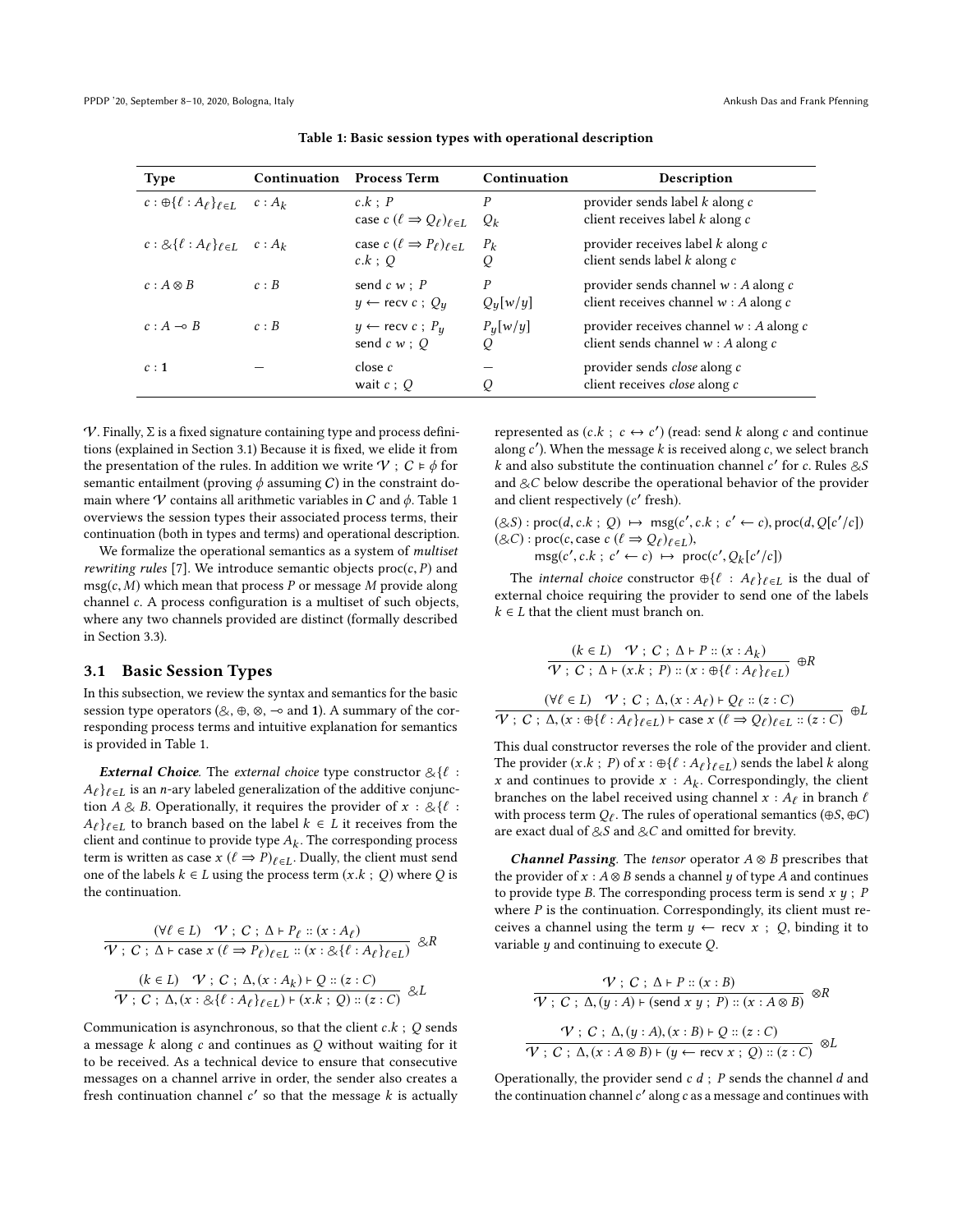**Table 1: Basic session types with operational description**

| Type | Continuation | Process Term | Continuation | Description |
|---|---|---|---|---|
| $c : \oplus\{\ell : A_\ell\}_{\ell \in L}$ | $c : A_k$ | $c.k \; ; \; P$ <br> $\text{case } c \; (\ell \Rightarrow Q_\ell)_{\ell \in L}$ | $P$ <br> $Q_k$ | provider sends label $k$ along $c$ <br> client receives label $k$ along $c$ |
| $c : \&\{\ell : A_\ell\}_{\ell \in L}$ | $c : A_k$ | $\text{case } c \; (\ell \Rightarrow P_\ell)_{\ell \in L}$ <br> $c.k \; ; \; Q$ | $P_k$ <br> $Q$ | provider receives label $k$ along $c$ <br> client sends label $k$ along $c$ |
| $c : A \otimes B$ | $c : B$ | $\text{send } c \; w \; ; \; P$ <br> $y \leftarrow \text{recv } c \; ; \; Q_y$ | $P$ <br> $Q_y[w/y]$ | provider sends channel $w : A$ along $c$ <br> client receives channel $w : A$ along $c$ |
| $c : A \multimap B$ | $c : B$ | $y \leftarrow \text{recv } c \; ; \; P_y$ <br> $\text{send } c \; w \; ; \; Q$ | $P_y[w/y]$ <br> $Q$ | provider receives channel $w : A$ along $c$ <br> client sends channel $w : A$ along $c$ |
| $c : \mathbf{1}$ | — | $\text{close } c$ <br> $\text{wait } c \; ; \; Q$ | — <br> $Q$ | provider sends *close* along $c$ <br> client receives *close* along $c$ |

$\mathcal{V}$. Finally, $\Sigma$ is a fixed signature containing type and process definitions (explained in Section 3.1) Because it is fixed, we elide it from the presentation of the rules. In addition we write $\mathcal{V} \; ; \; C \vDash \phi$ for semantic entailment (proving $\phi$ assuming $C$) in the constraint domain where $\mathcal{V}$ contains all arithmetic variables in $C$ and $\phi$. Table 1 overviews the session types their associated process terms, their continuation (both in types and terms) and operational description.

We formalize the operational semantics as a system of *multiset rewriting rules* [7]. We introduce semantic objects $\text{proc}(c, P)$ and $\text{msg}(c, M)$ which mean that process $P$ or message $M$ provide along channel $c$. A process configuration is a multiset of such objects, where any two channels provided are distinct (formally described in Section 3.3).

## 3.1 Basic Session Types

In this subsection, we review the syntax and semantics for the basic session type operators ($\&$, $\oplus$, $\otimes$, $\multimap$ and $\mathbf{1}$). A summary of the corresponding process terms and intuitive explanation for semantics is provided in Table 1.

***External Choice.*** The *external choice* type constructor $\&\{\ell : A_\ell\}_{\ell \in L}$ is an $n$-ary labeled generalization of the additive conjunction $A \,\&\, B$. Operationally, it requires the provider of $x : \&\{\ell : A_\ell\}_{\ell \in L}$ to branch based on the label $k \in L$ it receives from the client and continue to provide type $A_k$. The corresponding process term is written as $\text{case } x \; (\ell \Rightarrow P)_{\ell \in L}$. Dually, the client must send one of the labels $k \in L$ using the process term $(x.k \; ; \; Q)$ where $Q$ is the continuation.

$$\frac{(\forall \ell \in L) \quad \mathcal{V} \; ; \; C \; ; \; \Delta \vdash P_\ell :: (x : A_\ell)}{\mathcal{V} \; ; \; C \; ; \; \Delta \vdash \text{case } x \; (\ell \Rightarrow P_\ell)_{\ell \in L} :: (x : \&\{\ell : A_\ell\}_{\ell \in L})} \; \&R$$

$$\frac{(k \in L) \quad \mathcal{V} \; ; \; C \; ; \; \Delta, (x : A_k) \vdash Q :: (z : C)}{\mathcal{V} \; ; \; C \; ; \; \Delta, (x : \&\{\ell : A_\ell\}_{\ell \in L}) \vdash (x.k \; ; \; Q) :: (z : C)} \; \&L$$

Communication is asynchronous, so that the client $c.k \; ; \; Q$ sends a message $k$ along $c$ and continues as $Q$ without waiting for it to be received. As a technical device to ensure that consecutive messages on a channel arrive in order, the sender also creates a fresh continuation channel $c'$ so that the message $k$ is actually represented as $(c.k \; ; \; c \leftrightarrow c')$ (read: send $k$ along $c$ and continue along $c'$). When the message $k$ is received along $c$, we select branch $k$ and also substitute the continuation channel $c'$ for $c$. Rules $\&S$ and $\&C$ below describe the operational behavior of the provider and client respectively ($c'$ fresh).

$$(\&S) : \text{proc}(d, c.k \; ; \; Q) \;\mapsto\; \text{msg}(c', c.k \; ; \; c' \leftarrow c), \text{proc}(d, Q[c'/c])$$
$$(\&C) : \text{proc}(c, \text{case } c \; (\ell \Rightarrow Q_\ell)_{\ell \in L}),$$
$$\text{msg}(c', c.k \; ; \; c' \leftarrow c) \;\mapsto\; \text{proc}(c', Q_k[c'/c])$$

The *internal choice* constructor $\oplus\{\ell : A_\ell\}_{\ell \in L}$ is the dual of external choice requiring the provider to send one of the labels $k \in L$ that the client must branch on.

$$\frac{(k \in L) \quad \mathcal{V} \; ; \; C \; ; \; \Delta \vdash P :: (x : A_k)}{\mathcal{V} \; ; \; C \; ; \; \Delta \vdash (x.k \; ; \; P) :: (x : \oplus\{\ell : A_\ell\}_{\ell \in L})} \; \oplus R$$

$$\frac{(\forall \ell \in L) \quad \mathcal{V} \; ; \; C \; ; \; \Delta, (x : A_\ell) \vdash Q_\ell :: (z : C)}{\mathcal{V} \; ; \; C \; ; \; \Delta, (x : \oplus\{\ell : A_\ell\}_{\ell \in L}) \vdash \text{case } x \; (\ell \Rightarrow Q_\ell)_{\ell \in L} :: (z : C)} \; \oplus L$$

This dual constructor reverses the role of the provider and client. The provider $(x.k \; ; \; P)$ of $x : \oplus\{\ell : A_\ell\}_{\ell \in L}$ sends the label $k$ along $x$ and continues to provide $x : A_k$. Correspondingly, the client branches on the label received using channel $x : A_\ell$ in branch $\ell$ with process term $Q_\ell$. The rules of operational semantics ($\oplus S$, $\oplus C$) are exact dual of $\&S$ and $\&C$ and omitted for brevity.

***Channel Passing.*** The *tensor* operator $A \otimes B$ prescribes that the provider of $x : A \otimes B$ sends a channel $y$ of type $A$ and continues to provide type $B$. The corresponding process term is $\text{send } x \; y \; ; \; P$ where $P$ is the continuation. Correspondingly, its client must receives a channel using the term $y \leftarrow \text{recv } x \; ; \; Q$, binding it to variable $y$ and continuing to execute $Q$.

$$\frac{\mathcal{V} \; ; \; C \; ; \; \Delta \vdash P :: (x : B)}{\mathcal{V} \; ; \; C \; ; \; \Delta, (y : A) \vdash (\text{send } x \; y \; ; \; P) :: (x : A \otimes B)} \; \otimes R$$

$$\frac{\mathcal{V} \; ; \; C \; ; \; \Delta, (y : A), (x : B) \vdash Q :: (z : C)}{\mathcal{V} \; ; \; C \; ; \; \Delta, (x : A \otimes B) \vdash (y \leftarrow \text{recv } x \; ; \; Q) :: (z : C)} \; \otimes L$$

Operationally, the provider $\text{send } c \; d \; ; \; P$ sends the channel $d$ and the continuation channel $c'$ along $c$ as a message and continues with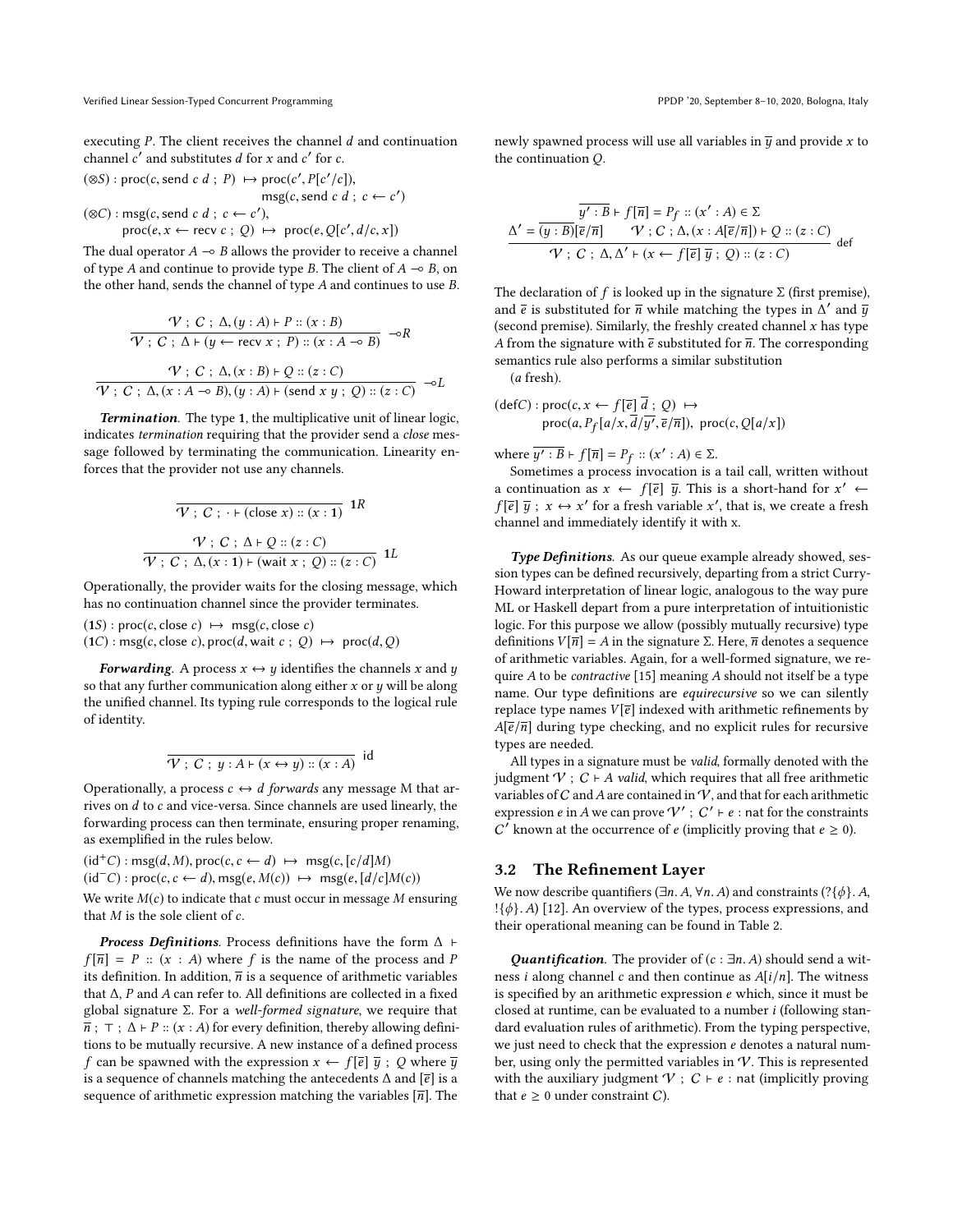executing $P$. The client receives the channel $d$ and continuation channel $c'$ and substitutes $d$ for $x$ and $c'$ for $c$.

$$(\otimes S) : \text{proc}(c, \text{send } c\ d\ ;\ P) \ \mapsto\ \text{proc}(c', P[c'/c]),\ \text{msg}(c, \text{send } c\ d\ ;\ c \leftarrow c')$$

$$(\otimes C) : \text{msg}(c, \text{send } c\ d\ ;\ c \leftarrow c'),\ \text{proc}(e, x \leftarrow \text{recv } c\ ;\ Q) \ \mapsto\ \text{proc}(e, Q[c', d/c, x])$$

The dual operator $A \multimap B$ allows the provider to receive a channel of type $A$ and continue to provide type $B$. The client of $A \multimap B$, on the other hand, sends the channel of type $A$ and continues to use $B$.

$$\frac{\mathcal{V}\ ;\ C\ ;\ \Delta, (y : A) \vdash P :: (x : B)}{\mathcal{V}\ ;\ C\ ;\ \Delta \vdash (y \leftarrow \text{recv } x\ ;\ P) :: (x : A \multimap B)} \multimap R$$

$$\frac{\mathcal{V}\ ;\ C\ ;\ \Delta, (x : B) \vdash Q :: (z : C)}{\mathcal{V}\ ;\ C\ ;\ \Delta, (x : A \multimap B), (y : A) \vdash (\text{send } x\ y\ ;\ Q) :: (z : C)} \multimap L$$

***Termination***. The type $\mathbf{1}$, the multiplicative unit of linear logic, indicates *termination* requiring that the provider send a *close* message followed by terminating the communication. Linearity enforces that the provider not use any channels.

$$\frac{}{\mathcal{V}\ ;\ C\ ;\ \cdot \vdash (\text{close } x) :: (x : \mathbf{1})} \mathbf{1}R$$

$$\frac{\mathcal{V}\ ;\ C\ ;\ \Delta \vdash Q :: (z : C)}{\mathcal{V}\ ;\ C\ ;\ \Delta, (x : \mathbf{1}) \vdash (\text{wait } x\ ;\ Q) :: (z : C)} \mathbf{1}L$$

Operationally, the provider waits for the closing message, which has no continuation channel since the provider terminates.

$$(\mathbf{1}S) : \text{proc}(c, \text{close } c) \ \mapsto\ \text{msg}(c, \text{close } c)$$

$$(\mathbf{1}C) : \text{msg}(c, \text{close } c), \text{proc}(d, \text{wait } c\ ;\ Q) \ \mapsto\ \text{proc}(d, Q)$$

***Forwarding***. A process $x \leftrightarrow y$ identifies the channels $x$ and $y$ so that any further communication along either $x$ or $y$ will be along the unified channel. Its typing rule corresponds to the logical rule of identity.

$$\frac{}{\mathcal{V}\ ;\ C\ ;\ y : A \vdash (x \leftrightarrow y) :: (x : A)} \text{id}$$

Operationally, a process $c \leftrightarrow d$ *forwards* any message M that arrives on $d$ to $c$ and vice-versa. Since channels are used linearly, the forwarding process can then terminate, ensuring proper renaming, as exemplified in the rules below.

$$(\text{id}^+C) : \text{msg}(d, M), \text{proc}(c, c \leftarrow d) \ \mapsto\ \text{msg}(c, [c/d]M)$$

$$(\text{id}^-C) : \text{proc}(c, c \leftarrow d), \text{msg}(e, M(c)) \ \mapsto\ \text{msg}(e, [d/c]M(c))$$

We write $M(c)$ to indicate that $c$ must occur in message $M$ ensuring that $M$ is the sole client of $c$.

***Process Definitions***. Process definitions have the form $\Delta \vdash f[\overline{n}] = P :: (x : A)$ where $f$ is the name of the process and $P$ its definition. In addition, $\overline{n}$ is a sequence of arithmetic variables that $\Delta$, $P$ and $A$ can refer to. All definitions are collected in a fixed global signature $\Sigma$. For a *well-formed signature*, we require that $\overline{n}\ ;\ \top\ ;\ \Delta \vdash P :: (x : A)$ for every definition, thereby allowing definitions to be mutually recursive. A new instance of a defined process $f$ can be spawned with the expression $x \leftarrow f[\overline{e}]\ \overline{y}\ ;\ Q$ where $\overline{y}$ is a sequence of channels matching the antecedents $\Delta$ and $[\overline{e}]$ is a sequence of arithmetic expression matching the variables $[\overline{n}]$. The newly spawned process will use all variables in $\overline{y}$ and provide $x$ to the continuation $Q$.

$$\frac{\overline{y' : B} \vdash f[\overline{n}] = P_f :: (x' : A) \in \Sigma \qquad \Delta' = \overline{(y : B)}[\overline{e}/\overline{n}] \qquad \mathcal{V}\ ;\ C\ ;\ \Delta, (x : A[\overline{e}/\overline{n}]) \vdash Q :: (z : C)}{\mathcal{V}\ ;\ C\ ;\ \Delta, \Delta' \vdash (x \leftarrow f[\overline{e}]\ \overline{y}\ ;\ Q) :: (z : C)} \text{def}$$

The declaration of $f$ is looked up in the signature $\Sigma$ (first premise), and $\overline{e}$ is substituted for $\overline{n}$ while matching the types in $\Delta'$ and $\overline{y}$ (second premise). Similarly, the freshly created channel $x$ has type $A$ from the signature with $\overline{e}$ substituted for $\overline{n}$. The corresponding semantics rule also performs a similar substitution
($a$ fresh).

$$(\text{def}C) : \text{proc}(c, x \leftarrow f[\overline{e}]\ \overline{d}\ ;\ Q) \ \mapsto\ \text{proc}(a, P_f[a/x, \overline{d}/\overline{y'}, \overline{e}/\overline{n}]),\ \text{proc}(c, Q[a/x])$$

where $\overline{y' : B} \vdash f[\overline{n}] = P_f :: (x' : A) \in \Sigma$.

Sometimes a process invocation is a tail call, written without a continuation as $x \leftarrow f[\overline{e}]\ \overline{y}$. This is a short-hand for $x' \leftarrow f[\overline{e}]\ \overline{y}\ ;\ x \leftrightarrow x'$ for a fresh variable $x'$, that is, we create a fresh channel and immediately identify it with x.

***Type Definitions***. As our queue example already showed, session types can be defined recursively, departing from a strict Curry-Howard interpretation of linear logic, analogous to the way pure ML or Haskell depart from a pure interpretation of intuitionistic logic. For this purpose we allow (possibly mutually recursive) type definitions $V[\overline{n}] = A$ in the signature $\Sigma$. Here, $\overline{n}$ denotes a sequence of arithmetic variables. Again, for a well-formed signature, we require $A$ to be *contractive* [15] meaning $A$ should not itself be a type name. Our type definitions are *equirecursive* so we can silently replace type names $V[\overline{e}]$ indexed with arithmetic refinements by $A[\overline{e}/\overline{n}]$ during type checking, and no explicit rules for recursive types are needed.

All types in a signature must be *valid*, formally denoted with the judgment $\mathcal{V}\ ;\ C \vdash A$ *valid*, which requires that all free arithmetic variables of $C$ and $A$ are contained in $\mathcal{V}$, and that for each arithmetic expression $e$ in $A$ we can prove $\mathcal{V}'\ ;\ C' \vdash e : \text{nat}$ for the constraints $C'$ known at the occurrence of $e$ (implicitly proving that $e \geq 0$).

## 3.2 The Refinement Layer

We now describe quantifiers ($\exists n.\ A$, $\forall n.\ A$) and constraints ($?\{\phi\}.\ A$, $!\{\phi\}.\ A$) [12]. An overview of the types, process expressions, and their operational meaning can be found in Table 2.

***Quantification***. The provider of ($c : \exists n.\ A$) should send a witness $i$ along channel $c$ and then continue as $A[i/n]$. The witness is specified by an arithmetic expression $e$ which, since it must be closed at runtime, can be evaluated to a number $i$ (following standard evaluation rules of arithmetic). From the typing perspective, we just need to check that the expression $e$ denotes a natural number, using only the permitted variables in $\mathcal{V}$. This is represented with the auxiliary judgment $\mathcal{V}\ ;\ C \vdash e : \text{nat}$ (implicitly proving that $e \geq 0$ under constraint $C$).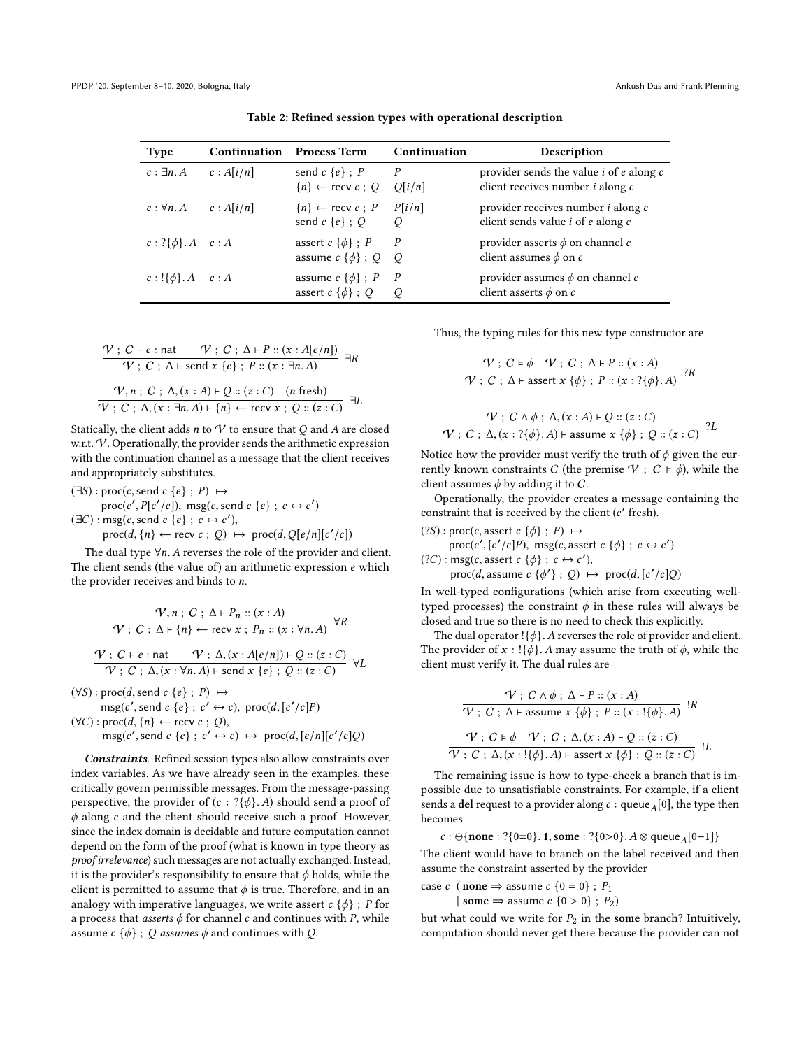**Table 2: Refined session types with operational description**

| Type | Continuation | Process Term | Continuation | Description |
|---|---|---|---|---|
| $c : \exists n.\, A$ | $c : A[i/n]$ | $\mathsf{send}\ c\ \{e\}\ ;\ P$ <br> $\{n\} \leftarrow \mathsf{recv}\ c\ ;\ Q$ | $P$ <br> $Q[i/n]$ | provider sends the value $i$ of $e$ along $c$ <br> client receives number $i$ along $c$ |
| $c : \forall n.\, A$ | $c : A[i/n]$ | $\{n\} \leftarrow \mathsf{recv}\ c\ ;\ P$ <br> $\mathsf{send}\ c\ \{e\}\ ;\ Q$ | $P[i/n]$ <br> $Q$ | provider receives number $i$ along $c$ <br> client sends value $i$ of $e$ along $c$ |
| $c : ?\{\phi\}.\, A$ | $c : A$ | $\mathsf{assert}\ c\ \{\phi\}\ ;\ P$ <br> $\mathsf{assume}\ c\ \{\phi\}\ ;\ Q$ | $P$ <br> $Q$ | provider asserts $\phi$ on channel $c$ <br> client assumes $\phi$ on $c$ |
| $c : !\{\phi\}.\, A$ | $c : A$ | $\mathsf{assume}\ c\ \{\phi\}\ ;\ P$ <br> $\mathsf{assert}\ c\ \{\phi\}\ ;\ Q$ | $P$ <br> $Q$ | provider assumes $\phi$ on channel $c$ <br> client asserts $\phi$ on $c$ |

$$\frac{\mathcal{V}\ ;\ C \vdash e : \mathsf{nat} \qquad \mathcal{V}\ ;\ C\ ;\ \Delta \vdash P :: (x : A[e/n])}{\mathcal{V}\ ;\ C\ ;\ \Delta \vdash \mathsf{send}\ x\ \{e\}\ ;\ P :: (x : \exists n.\, A)}\ \exists R$$

$$\frac{\mathcal{V}, n\ ;\ C\ ;\ \Delta, (x : A) \vdash Q :: (z : C) \quad (n \text{ fresh})}{\mathcal{V}\ ;\ C\ ;\ \Delta, (x : \exists n.\, A) \vdash \{n\} \leftarrow \mathsf{recv}\ x\ ;\ Q :: (z : C)}\ \exists L$$

Statically, the client adds $n$ to $\mathcal{V}$ to ensure that $Q$ and $A$ are closed w.r.t. $\mathcal{V}$. Operationally, the provider sends the arithmetic expression with the continuation channel as a message that the client receives and appropriately substitutes.

$(\exists S) : \mathsf{proc}(c, \mathsf{send}\ c\ \{e\}\ ;\ P) \mapsto$
$\quad \mathsf{proc}(c', P[c'/c]),\ \mathsf{msg}(c, \mathsf{send}\ c\ \{e\}\ ;\ c \leftrightarrow c')$
$(\exists C) : \mathsf{msg}(c, \mathsf{send}\ c\ \{e\}\ ;\ c \leftrightarrow c'),$
$\quad \mathsf{proc}(d, \{n\} \leftarrow \mathsf{recv}\ c\ ;\ Q) \mapsto \mathsf{proc}(d, Q[e/n][c'/c])$

The dual type $\forall n.\, A$ reverses the role of the provider and client. The client sends (the value of) an arithmetic expression $e$ which the provider receives and binds to $n$.

$$\frac{\mathcal{V}, n\ ;\ C\ ;\ \Delta \vdash P_n :: (x : A)}{\mathcal{V}\ ;\ C\ ;\ \Delta \vdash \{n\} \leftarrow \mathsf{recv}\ x\ ;\ P_n :: (x : \forall n.\, A)}\ \forall R$$

$$\frac{\mathcal{V}\ ;\ C \vdash e : \mathsf{nat} \qquad \mathcal{V}\ ;\ \Delta, (x : A[e/n]) \vdash Q :: (z : C)}{\mathcal{V}\ ;\ C\ ;\ \Delta, (x : \forall n.\, A) \vdash \mathsf{send}\ x\ \{e\}\ ;\ Q :: (z : C)}\ \forall L$$

$(\forall S) : \mathsf{proc}(d, \mathsf{send}\ c\ \{e\}\ ;\ P) \mapsto$
$\quad \mathsf{msg}(c', \mathsf{send}\ c\ \{e\}\ ;\ c' \leftrightarrow c),\ \mathsf{proc}(d, [c'/c]P)$
$(\forall C) : \mathsf{proc}(d, \{n\} \leftarrow \mathsf{recv}\ c\ ;\ Q),$
$\quad \mathsf{msg}(c', \mathsf{send}\ c\ \{e\}\ ;\ c' \leftrightarrow c) \mapsto \mathsf{proc}(d, [e/n][c'/c]Q)$

***Constraints.*** Refined session types also allow constraints over index variables. As we have already seen in the examples, these critically govern permissible messages. From the message-passing perspective, the provider of $(c : ?\{\phi\}.\, A)$ should send a proof of $\phi$ along $c$ and the client should receive such a proof. However, since the index domain is decidable and future computation cannot depend on the form of the proof (what is known in type theory as *proof irrelevance*) such messages are not actually exchanged. Instead, it is the provider's responsibility to ensure that $\phi$ holds, while the client is permitted to assume that $\phi$ is true. Therefore, and in an analogy with imperative languages, we write $\mathsf{assert}\ c\ \{\phi\}\ ;\ P$ for a process that *asserts* $\phi$ for channel $c$ and continues with $P$, while $\mathsf{assume}\ c\ \{\phi\}\ ;\ Q$ *assumes* $\phi$ and continues with $Q$.

Thus, the typing rules for this new type constructor are

$$\frac{\mathcal{V}\ ;\ C \vDash \phi \quad \mathcal{V}\ ;\ C\ ;\ \Delta \vdash P :: (x : A)}{\mathcal{V}\ ;\ C\ ;\ \Delta \vdash \mathsf{assert}\ x\ \{\phi\}\ ;\ P :: (x : ?\{\phi\}.\, A)}\ ?R$$

$$\frac{\mathcal{V}\ ;\ C \wedge \phi\ ;\ \Delta, (x : A) \vdash Q :: (z : C)}{\mathcal{V}\ ;\ C\ ;\ \Delta, (x : ?\{\phi\}.\, A) \vdash \mathsf{assume}\ x\ \{\phi\}\ ;\ Q :: (z : C)}\ ?L$$

Notice how the provider must verify the truth of $\phi$ given the currently known constraints $C$ (the premise $\mathcal{V}\ ;\ C \vDash \phi$), while the client assumes $\phi$ by adding it to $C$.

Operationally, the provider creates a message containing the constraint that is received by the client ($c'$ fresh).

$(?S) : \mathsf{proc}(c, \mathsf{assert}\ c\ \{\phi\}\ ;\ P) \mapsto$
$\quad \mathsf{proc}(c', [c'/c]P),\ \mathsf{msg}(c, \mathsf{assert}\ c\ \{\phi\}\ ;\ c \leftrightarrow c')$
$(?C) : \mathsf{msg}(c, \mathsf{assert}\ c\ \{\phi\}\ ;\ c \leftrightarrow c'),$
$\quad \mathsf{proc}(d, \mathsf{assume}\ c\ \{\phi'\}\ ;\ Q) \mapsto \mathsf{proc}(d, [c'/c]Q)$

In well-typed configurations (which arise from executing well-typed processes) the constraint $\phi$ in these rules will always be closed and true so there is no need to check this explicitly.

The dual operator $!\{\phi\}.\, A$ reverses the role of provider and client. The provider of $x : !\{\phi\}.\, A$ may assume the truth of $\phi$, while the client must verify it. The dual rules are

$$\frac{\mathcal{V}\ ;\ C \wedge \phi\ ;\ \Delta \vdash P :: (x : A)}{\mathcal{V}\ ;\ C\ ;\ \Delta \vdash \mathsf{assume}\ x\ \{\phi\}\ ;\ P :: (x : !\{\phi\}.\, A)}\ !R$$

$$\frac{\mathcal{V}\ ;\ C \vDash \phi \quad \mathcal{V}\ ;\ C\ ;\ \Delta, (x : A) \vdash Q :: (z : C)}{\mathcal{V}\ ;\ C\ ;\ \Delta, (x : !\{\phi\}.\, A) \vdash \mathsf{assert}\ x\ \{\phi\}\ ;\ Q :: (z : C)}\ !L$$

The remaining issue is how to type-check a branch that is impossible due to unsatisfiable constraints. For example, if a client sends a **del** request to a provider along $c : \mathsf{queue}_A[0]$, the type then becomes

$$c : \oplus\{\mathbf{none} : ?\{0{=}0\}.\, \mathbf{1}, \mathbf{some} : ?\{0{>}0\}.\, A \otimes \mathsf{queue}_A[0{-}1]\}$$

The client would have to branch on the label received and then assume the constraint asserted by the provider

$\mathsf{case}\ c\ \ (\mathbf{none} \Rightarrow \mathsf{assume}\ c\ \{0 = 0\}\ ;\ P_1$
$\qquad\quad \mid \mathbf{some} \Rightarrow \mathsf{assume}\ c\ \{0 > 0\}\ ;\ P_2)$

but what could we write for $P_2$ in the **some** branch? Intuitively, computation should never get there because the provider can not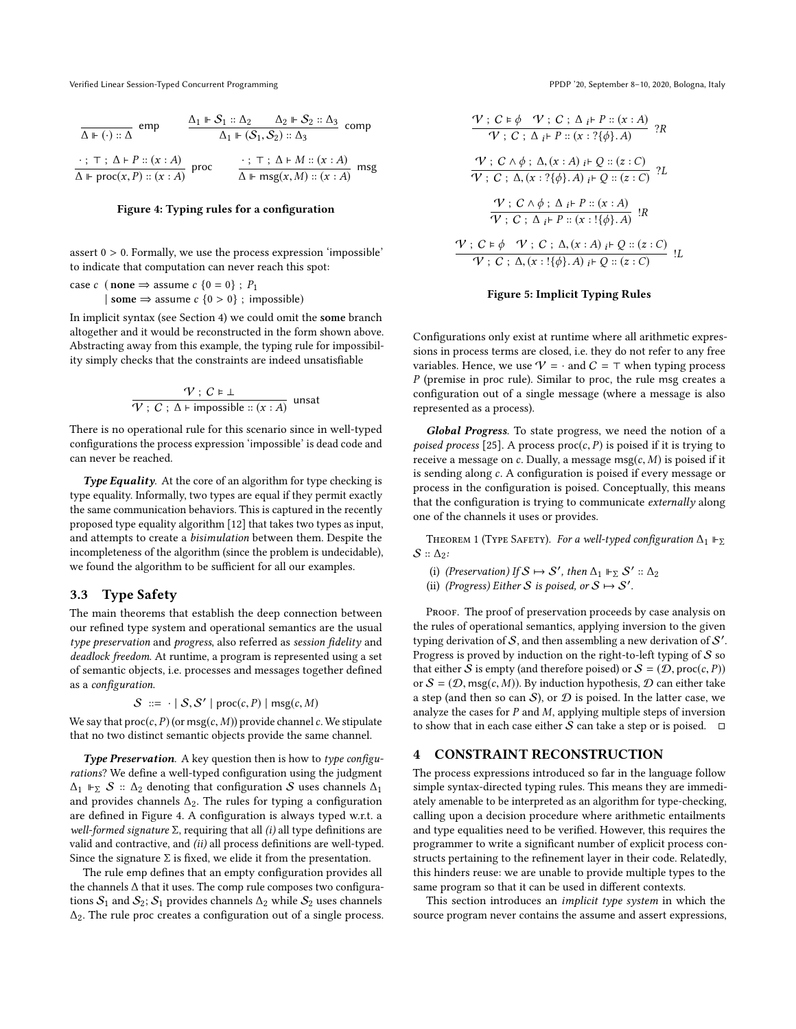$$\frac{}{\Delta \Vdash (\cdot) :: \Delta} \text{ emp} \qquad \frac{\Delta_1 \Vdash \mathcal{S}_1 :: \Delta_2 \qquad \Delta_2 \Vdash \mathcal{S}_2 :: \Delta_3}{\Delta_1 \Vdash (\mathcal{S}_1, \mathcal{S}_2) :: \Delta_3} \text{ comp}$$

$$\frac{\cdot \; ; \; \top \; ; \; \Delta \vdash P :: (x : A)}{\Delta \Vdash \text{proc}(x, P) :: (x : A)} \text{ proc} \qquad \frac{\cdot \; ; \; \top \; ; \; \Delta \vdash M :: (x : A)}{\Delta \Vdash \text{msg}(x, M) :: (x : A)} \text{ msg}$$

**Figure 4: Typing rules for a configuration**

assert $0 > 0$. Formally, we use the process expression 'impossible' to indicate that computation can never reach this spot:

case $c$ ( **none** $\Rightarrow$ assume $c$ $\{0 = 0\}$ ; $P_1$
 | **some** $\Rightarrow$ assume $c$ $\{0 > 0\}$ ; impossible)

In implicit syntax (see Section 4) we could omit the **some** branch altogether and it would be reconstructed in the form shown above. Abstracting away from this example, the typing rule for impossibility simply checks that the constraints are indeed unsatisfiable

$$\frac{\mathcal{V} \; ; \; C \vDash \bot}{\mathcal{V} \; ; \; C \; ; \; \Delta \vdash \text{impossible} :: (x : A)} \text{ unsat}$$

There is no operational rule for this scenario since in well-typed configurations the process expression 'impossible' is dead code and can never be reached.

***Type Equality.*** At the core of an algorithm for type checking is type equality. Informally, two types are equal if they permit exactly the same communication behaviors. This is captured in the recently proposed type equality algorithm [12] that takes two types as input, and attempts to create a *bisimulation* between them. Despite the incompleteness of the algorithm (since the problem is undecidable), we found the algorithm to be sufficient for all our examples.

### 3.3 Type Safety

The main theorems that establish the deep connection between our refined type system and operational semantics are the usual *type preservation* and *progress*, also referred as *session fidelity* and *deadlock freedom*. At runtime, a program is represented using a set of semantic objects, i.e. processes and messages together defined as a *configuration*.

$$\mathcal{S} \; ::= \; \cdot \mid \mathcal{S}, \mathcal{S}' \mid \text{proc}(c, P) \mid \text{msg}(c, M)$$

We say that $\text{proc}(c, P)$ (or $\text{msg}(c, M)$) provide channel $c$. We stipulate that no two distinct semantic objects provide the same channel.

***Type Preservation.*** A key question then is how to *type configurations*? We define a well-typed configuration using the judgment $\Delta_1 \Vdash_\Sigma \mathcal{S} :: \Delta_2$ denoting that configuration $\mathcal{S}$ uses channels $\Delta_1$ and provides channels $\Delta_2$. The rules for typing a configuration are defined in Figure 4. A configuration is always typed w.r.t. a *well-formed signature* $\Sigma$, requiring that all *(i)* all type definitions are valid and contractive, and *(ii)* all process definitions are well-typed. Since the signature $\Sigma$ is fixed, we elide it from the presentation.

The rule emp defines that an empty configuration provides all the channels $\Delta$ that it uses. The comp rule composes two configurations $\mathcal{S}_1$ and $\mathcal{S}_2$; $\mathcal{S}_1$ provides channels $\Delta_2$ while $\mathcal{S}_2$ uses channels $\Delta_2$. The rule proc creates a configuration out of a single process.

$$\frac{\mathcal{V} \; ; \; C \vDash \phi \quad \mathcal{V} \; ; \; C \; ; \; \Delta \;_i\!\vdash P :: (x : A)}{\mathcal{V} \; ; \; C \; ; \; \Delta \;_i\!\vdash P :: (x : ?\{\phi\}.\, A)} \; ?R$$

$$\frac{\mathcal{V} \; ; \; C \wedge \phi \; ; \; \Delta, (x : A) \;_i\!\vdash Q :: (z : C)}{\mathcal{V} \; ; \; C \; ; \; \Delta, (x : ?\{\phi\}.\, A) \;_i\!\vdash Q :: (z : C)} \; ?L$$

$$\frac{\mathcal{V} \; ; \; C \wedge \phi \; ; \; \Delta \;_i\!\vdash P :: (x : A)}{\mathcal{V} \; ; \; C \; ; \; \Delta \;_i\!\vdash P :: (x : !\{\phi\}.\, A)} \; !R$$

$$\frac{\mathcal{V} \; ; \; C \vDash \phi \quad \mathcal{V} \; ; \; C \; ; \; \Delta, (x : A) \;_i\!\vdash Q :: (z : C)}{\mathcal{V} \; ; \; C \; ; \; \Delta, (x : !\{\phi\}.\, A) \;_i\!\vdash Q :: (z : C)} \; !L$$

**Figure 5: Implicit Typing Rules**

Configurations only exist at runtime where all arithmetic expressions in process terms are closed, i.e. they do not refer to any free variables. Hence, we use $\mathcal{V} = \cdot$ and $C = \top$ when typing process $P$ (premise in proc rule). Similar to proc, the rule msg creates a configuration out of a single message (where a message is also represented as a process).

***Global Progress.*** To state progress, we need the notion of a *poised process* [25]. A process $\text{proc}(c, P)$ is poised if it is trying to receive a message on $c$. Dually, a message $\text{msg}(c, M)$ is poised if it is sending along $c$. A configuration is poised if every message or process in the configuration is poised. Conceptually, this means that the configuration is trying to communicate *externally* along one of the channels it uses or provides.

Theorem 1 (Type Safety). *For a well-typed configuration $\Delta_1 \Vdash_\Sigma \mathcal{S} :: \Delta_2$:*

- (i) *(Preservation) If $\mathcal{S} \mapsto \mathcal{S}'$, then $\Delta_1 \Vdash_\Sigma \mathcal{S}' :: \Delta_2$*
- (ii) *(Progress) Either $\mathcal{S}$ is poised, or $\mathcal{S} \mapsto \mathcal{S}'$.*

Proof. The proof of preservation proceeds by case analysis on the rules of operational semantics, applying inversion to the given typing derivation of $\mathcal{S}$, and then assembling a new derivation of $\mathcal{S}'$. Progress is proved by induction on the right-to-left typing of $\mathcal{S}$ so that either $\mathcal{S}$ is empty (and therefore poised) or $\mathcal{S} = (\mathcal{D}, \text{proc}(c, P))$ or $\mathcal{S} = (\mathcal{D}, \text{msg}(c, M))$. By induction hypothesis, $\mathcal{D}$ can either take a step (and then so can $\mathcal{S}$), or $\mathcal{D}$ is poised. In the latter case, we analyze the cases for $P$ and $M$, applying multiple steps of inversion to show that in each case either $\mathcal{S}$ can take a step or is poised. □

## 4 CONSTRAINT RECONSTRUCTION

The process expressions introduced so far in the language follow simple syntax-directed typing rules. This means they are immediately amenable to be interpreted as an algorithm for type-checking, calling upon a decision procedure where arithmetic entailments and type equalities need to be verified. However, this requires the programmer to write a significant number of explicit process constructs pertaining to the refinement layer in their code. Relatedly, this hinders reuse: we are unable to provide multiple types to the same program so that it can be used in different contexts.

This section introduces an *implicit type system* in which the source program never contains the assume and assert expressions,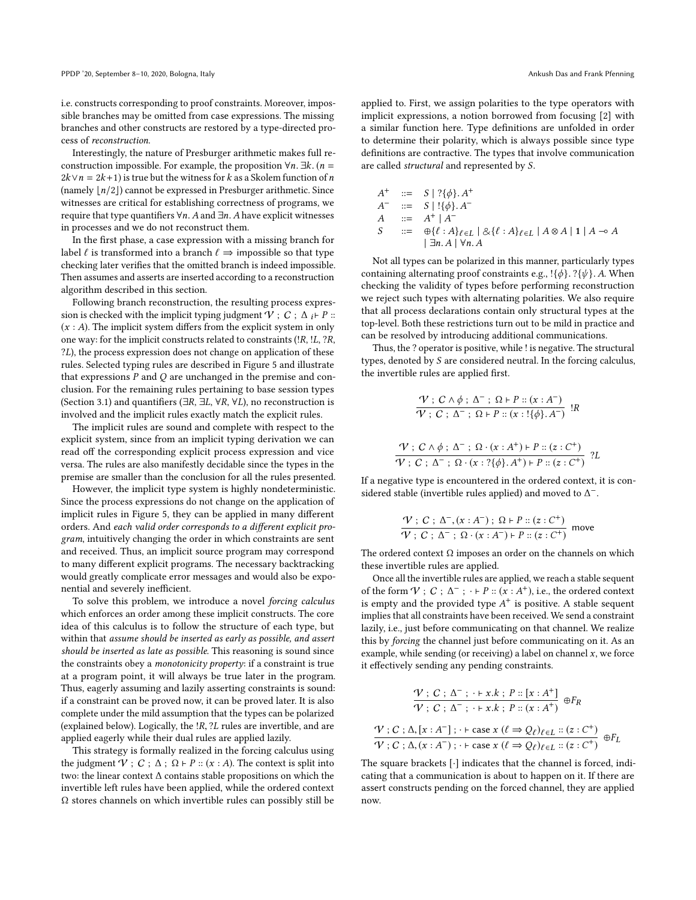i.e. constructs corresponding to proof constraints. Moreover, impossible branches may be omitted from case expressions. The missing branches and other constructs are restored by a type-directed process of *reconstruction*.

Interestingly, the nature of Presburger arithmetic makes full reconstruction impossible. For example, the proposition $\forall n. \exists k. (n = 2k \vee n = 2k+1)$ is true but the witness for $k$ as a Skolem function of $n$ (namely $\lfloor n/2 \rfloor$) cannot be expressed in Presburger arithmetic. Since witnesses are critical for establishing correctness of programs, we require that type quantifiers $\forall n. A$ and $\exists n. A$ have explicit witnesses in processes and we do not reconstruct them.

In the first phase, a case expression with a missing branch for label $\ell$ is transformed into a branch $\ell \Rightarrow$ impossible so that type checking later verifies that the omitted branch is indeed impossible. Then assumes and asserts are inserted according to a reconstruction algorithm described in this section.

Following branch reconstruction, the resulting process expression is checked with the implicit typing judgment $\mathcal{V} \; ; \; C \; ; \; \Delta \;{}_i\!\vdash P :: (x : A)$. The implicit system differs from the explicit system in only one way: for the implicit constructs related to constraints (!R, !L, ?R, ?L), the process expression does not change on application of these rules. Selected typing rules are described in Figure 5 and illustrate that expressions $P$ and $Q$ are unchanged in the premise and conclusion. For the remaining rules pertaining to base session types (Section 3.1) and quantifiers ($\exists R$, $\exists L$, $\forall R$, $\forall L$), no reconstruction is involved and the implicit rules exactly match the explicit rules.

The implicit rules are sound and complete with respect to the explicit system, since from an implicit typing derivation we can read off the corresponding explicit process expression and vice versa. The rules are also manifestly decidable since the types in the premise are smaller than the conclusion for all the rules presented.

However, the implicit type system is highly nondeterministic. Since the process expressions do not change on the application of implicit rules in Figure 5, they can be applied in many different orders. And *each valid order corresponds to a different explicit program*, intuitively changing the order in which constraints are sent and received. Thus, an implicit source program may correspond to many different explicit programs. The necessary backtracking would greatly complicate error messages and would also be exponential and severely inefficient.

To solve this problem, we introduce a novel *forcing calculus* which enforces an order among these implicit constructs. The core idea of this calculus is to follow the structure of each type, but within that *assume should be inserted as early as possible, and assert should be inserted as late as possible.* This reasoning is sound since the constraints obey a *monotonicity property*: if a constraint is true at a program point, it will always be true later in the program. Thus, eagerly assuming and lazily asserting constraints is sound: if a constraint can be proved now, it can be proved later. It is also complete under the mild assumption that the types can be polarized (explained below). Logically, the !R, ?L rules are invertible, and are applied eagerly while their dual rules are applied lazily.

This strategy is formally realized in the forcing calculus using the judgment $\mathcal{V} \; ; \; C \; ; \; \Delta \; ; \; \Omega \vdash P :: (x : A)$. The context is split into two: the linear context $\Delta$ contains stable propositions on which the invertible left rules have been applied, while the ordered context $\Omega$ stores channels on which invertible rules can possibly still be applied to. First, we assign polarities to the type operators with implicit expressions, a notion borrowed from focusing [2] with a similar function here. Type definitions are unfolded in order to determine their polarity, which is always possible since type definitions are contractive. The types that involve communication are called *structural* and represented by $S$.

$$
\begin{array}{rcl}
A^+ & ::= & S \mid ?\{\phi\}.\, A^+ \\
A^- & ::= & S \mid !\{\phi\}.\, A^- \\
A & ::= & A^+ \mid A^- \\
S & ::= & \oplus\{\ell : A\}_{\ell \in L} \mid \&\{\ell : A\}_{\ell \in L} \mid A \otimes A \mid \mathbf{1} \mid A \multimap A \\
 & & \mid \exists n.\, A \mid \forall n.\, A
\end{array}
$$

Not all types can be polarized in this manner, particularly types containing alternating proof constraints e.g., $!\{\phi\}.\,?\{\psi\}.\,A$. When checking the validity of types before performing reconstruction we reject such types with alternating polarities. We also require that all process declarations contain only structural types at the top-level. Both these restrictions turn out to be mild in practice and can be resolved by introducing additional communications.

Thus, the ? operator is positive, while ! is negative. The structural types, denoted by $S$ are considered neutral. In the forcing calculus, the invertible rules are applied first.

$$
\frac{\mathcal{V} \; ; \; C \wedge \phi \; ; \; \Delta^- \; ; \; \Omega \vdash P :: (x : A^-)}{\mathcal{V} \; ; \; C \; ; \; \Delta^- \; ; \; \Omega \vdash P :: (x : !\{\phi\}.\, A^-)} \; !R
$$

$$
\frac{\mathcal{V} \; ; \; C \wedge \phi \; ; \; \Delta^- \; ; \; \Omega \cdot (x : A^+) \vdash P :: (z : C^+)}{\mathcal{V} \; ; \; C \; ; \; \Delta^- \; ; \; \Omega \cdot (x : ?\{\phi\}.\, A^+) \vdash P :: (z : C^+)} \; ?L
$$

If a negative type is encountered in the ordered context, it is considered stable (invertible rules applied) and moved to $\Delta^-$.

$$
\frac{\mathcal{V} \; ; \; C \; ; \; \Delta^-, (x : A^-) \; ; \; \Omega \vdash P :: (z : C^+)}{\mathcal{V} \; ; \; C \; ; \; \Delta^- \; ; \; \Omega \cdot (x : A^-) \vdash P :: (z : C^+)} \; \text{move}
$$

The ordered context $\Omega$ imposes an order on the channels on which these invertible rules are applied.

Once all the invertible rules are applied, we reach a stable sequent of the form $\mathcal{V} \; ; \; C \; ; \; \Delta^- \; ; \; \cdot \vdash P :: (x : A^+)$, i.e., the ordered context is empty and the provided type $A^+$ is positive. A stable sequent implies that all constraints have been received. We send a constraint lazily, i.e., just before communicating on that channel. We realize this by *forcing* the channel just before communicating on it. As an example, while sending (or receiving) a label on channel $x$, we force it effectively sending any pending constraints.

$$
\frac{\mathcal{V} \; ; \; C \; ; \; \Delta^- \; ; \; \cdot \vdash x.k \; ; \; P :: [x : A^+]}{\mathcal{V} \; ; \; C \; ; \; \Delta^- \; ; \; \cdot \vdash x.k \; ; \; P :: (x : A^+)} \; \oplus F_R
$$

$$
\frac{\mathcal{V} \; ; C \; ; \Delta, [x : A^-] \; ; \cdot \vdash \text{case } x \; (\ell \Rightarrow Q_\ell)_{\ell \in L} :: (z : C^+)}{\mathcal{V} \; ; C \; ; \Delta, (x : A^-) \; ; \cdot \vdash \text{case } x \; (\ell \Rightarrow Q_\ell)_{\ell \in L} :: (z : C^+)} \; \oplus F_L
$$

The square brackets $[\cdot]$ indicates that the channel is forced, indicating that a communication is about to happen on it. If there are assert constructs pending on the forced channel, they are applied now.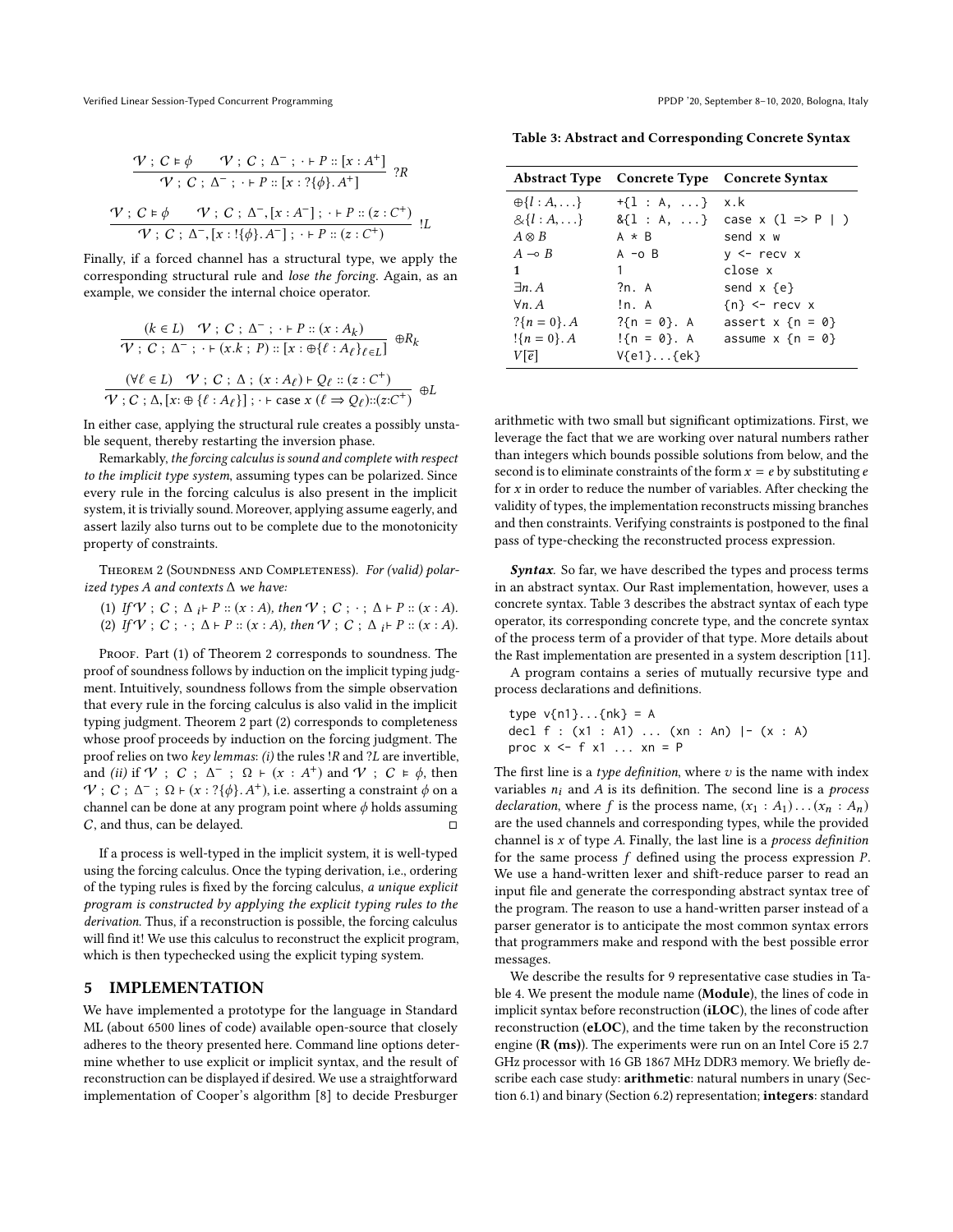$$\frac{\mathcal{V} \; ; \; C \vDash \phi \qquad \mathcal{V} \; ; \; C \; ; \; \Delta^- \; ; \; \cdot \vdash P :: [x : A^+]}{\mathcal{V} \; ; \; C \; ; \; \Delta^- \; ; \; \cdot \vdash P :: [x : ?\{\phi\}. A^+]} \; ?R$$

$$\frac{\mathcal{V} \; ; \; C \vDash \phi \qquad \mathcal{V} \; ; \; C \; ; \; \Delta^-, [x : A^-] \; ; \; \cdot \vdash P :: (z : C^+)}{\mathcal{V} \; ; \; C \; ; \; \Delta^-, [x : !\{\phi\}. A^-] \; ; \; \cdot \vdash P :: (z : C^+)} \; !L$$

Finally, if a forced channel has a structural type, we apply the corresponding structural rule and *lose the forcing*. Again, as an example, we consider the internal choice operator.

$$\frac{(k \in L) \quad \mathcal{V} \; ; \; C \; ; \; \Delta^- \; ; \; \cdot \vdash P :: (x : A_k)}{\mathcal{V} \; ; \; C \; ; \; \Delta^- \; ; \; \cdot \vdash (x.k \; ; \; P) :: [x : \oplus\{\ell : A_\ell\}_{\ell \in L}]} \; \oplus R_k$$

$$\frac{(\forall \ell \in L) \quad \mathcal{V} \; ; \; C \; ; \; \Delta \; ; \; (x : A_\ell) \vdash Q_\ell :: (z : C^+)}{\mathcal{V} \; ; C \; ; \Delta, [x{:} \oplus \{\ell : A_\ell\}] \; ; \cdot \vdash \text{case } x \; (\ell \Rightarrow Q_\ell){::}(z{:}C^+)} \; \oplus L$$

In either case, applying the structural rule creates a possibly unstable sequent, thereby restarting the inversion phase.

Remarkably, *the forcing calculus is sound and complete with respect to the implicit type system*, assuming types can be polarized. Since every rule in the forcing calculus is also present in the implicit system, it is trivially sound. Moreover, applying assume eagerly, and assert lazily also turns out to be complete due to the monotonicity property of constraints.

Theorem 2 (Soundness and Completeness). *For (valid) polarized types $A$ and contexts $\Delta$ we have:*

(1) *If $\mathcal{V} \; ; \; C \; ; \; \Delta \; {}_i\vdash P :: (x : A)$, then $\mathcal{V} \; ; \; C \; ; \; \cdot \; ; \; \Delta \vdash P :: (x : A)$.*
(2) *If $\mathcal{V} \; ; \; C \; ; \; \cdot \; ; \; \Delta \vdash P :: (x : A)$, then $\mathcal{V} \; ; \; C \; ; \; \Delta \; {}_i\vdash P :: (x : A)$.*

Proof. Part (1) of Theorem 2 corresponds to soundness. The proof of soundness follows by induction on the implicit typing judgment. Intuitively, soundness follows from the simple observation that every rule in the forcing calculus is also valid in the implicit typing judgment. Theorem 2 part (2) corresponds to completeness whose proof proceeds by induction on the forcing judgment. The proof relies on two *key lemmas*: *(i)* the rules $!R$ and $?L$ are invertible, and *(ii)* if $\mathcal{V} \; ; \; C \; ; \; \Delta^- \; ; \; \Omega \vdash (x : A^+)$ and $\mathcal{V} \; ; \; C \vDash \phi$, then $\mathcal{V} \; ; \; C \; ; \; \Delta^- \; ; \; \Omega \vdash (x : ?\{\phi\}. A^+)$, i.e. asserting a constraint $\phi$ on a channel can be done at any program point where $\phi$ holds assuming $C$, and thus, can be delayed. □

If a process is well-typed in the implicit system, it is well-typed using the forcing calculus. Once the typing derivation, i.e., ordering of the typing rules is fixed by the forcing calculus, *a unique explicit program is constructed by applying the explicit typing rules to the derivation*. Thus, if a reconstruction is possible, the forcing calculus will find it! We use this calculus to reconstruct the explicit program, which is then typechecked using the explicit typing system.

## 5 IMPLEMENTATION

We have implemented a prototype for the language in Standard ML (about 6500 lines of code) available open-source that closely adheres to the theory presented here. Command line options determine whether to use explicit or implicit syntax, and the result of reconstruction can be displayed if desired. We use a straightforward implementation of Cooper's algorithm [8] to decide Presburger arithmetic with two small but significant optimizations. First, we leverage the fact that we are working over natural numbers rather than integers which bounds possible solutions from below, and the second is to eliminate constraints of the form $x = e$ by substituting $e$ for $x$ in order to reduce the number of variables. After checking the validity of types, the implementation reconstructs missing branches and then constraints. Verifying constraints is postponed to the final pass of type-checking the reconstructed process expression.

**Table 3: Abstract and Corresponding Concrete Syntax**

| Abstract Type | Concrete Type | Concrete Syntax |
|---|---|---|
| $\oplus\{l : A, \ldots\}$ | `+{l : A, ...}` | `x.k` |
| $\&\{l : A, \ldots\}$ | `&{l : A, ...}` | `case x (l => P \| )` |
| $A \otimes B$ | `A * B` | `send x w` |
| $A \multimap B$ | `A -o B` | `y <- recv x` |
| $\mathbf{1}$ | `1` | `close x` |
| $\exists n. A$ | `?n. A` | `send x {e}` |
| $\forall n. A$ | `!n. A` | `{n} <- recv x` |
| $?\{n = 0\}. A$ | `?{n = 0}. A` | `assert x {n = 0}` |
| $!\{n = 0\}. A$ | `!{n = 0}. A` | `assume x {n = 0}` |
| $V[\overline{e}]$ | `V{e1}...{ek}` | |

***Syntax*.** So far, we have described the types and process terms in an abstract syntax. Our Rast implementation, however, uses a concrete syntax. Table 3 describes the abstract syntax of each type operator, its corresponding concrete type, and the concrete syntax of the process term of a provider of that type. More details about the Rast implementation are presented in a system description [11].

A program contains a series of mutually recursive type and process declarations and definitions.

```
type v{n1}...{nk} = A
decl f : (x1 : A1) ... (xn : An) |- (x : A)
proc x <- f x1 ... xn = P
```

The first line is a *type definition*, where $v$ is the name with index variables $n_i$ and $A$ is its definition. The second line is a *process declaration*, where $f$ is the process name, $(x_1 : A_1) \ldots (x_n : A_n)$ are the used channels and corresponding types, while the provided channel is $x$ of type $A$. Finally, the last line is a *process definition* for the same process $f$ defined using the process expression $P$. We use a hand-written lexer and shift-reduce parser to read an input file and generate the corresponding abstract syntax tree of the program. The reason to use a hand-written parser instead of a parser generator is to anticipate the most common syntax errors that programmers make and respond with the best possible error messages.

We describe the results for 9 representative case studies in Table 4. We present the module name (**Module**), the lines of code in implicit syntax before reconstruction (**iLOC**), the lines of code after reconstruction (**eLOC**), and the time taken by the reconstruction engine (**R (ms)**). The experiments were run on an Intel Core i5 2.7 GHz processor with 16 GB 1867 MHz DDR3 memory. We briefly describe each case study: **arithmetic**: natural numbers in unary (Section 6.1) and binary (Section 6.2) representation; **integers**: standard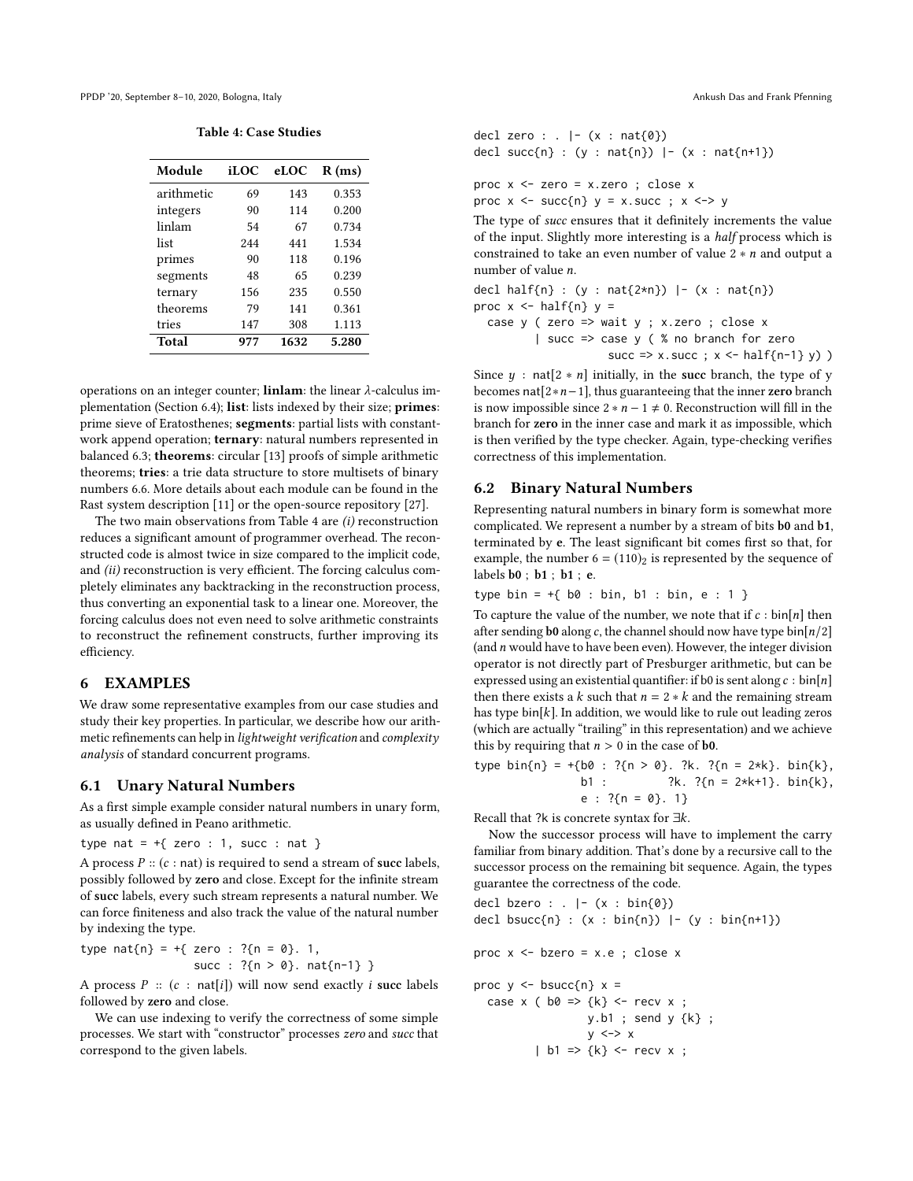**Table 4: Case Studies**

| Module | iLOC | eLOC | R (ms) |
|---|---|---|---|
| arithmetic | 69 | 143 | 0.353 |
| integers | 90 | 114 | 0.200 |
| linlam | 54 | 67 | 0.734 |
| list | 244 | 441 | 1.534 |
| primes | 90 | 118 | 0.196 |
| segments | 48 | 65 | 0.239 |
| ternary | 156 | 235 | 0.550 |
| theorems | 79 | 141 | 0.361 |
| tries | 147 | 308 | 1.113 |
| **Total** | **977** | **1632** | **5.280** |

operations on an integer counter; **linlam**: the linear $\lambda$-calculus implementation (Section 6.4); **list**: lists indexed by their size; **primes**: prime sieve of Eratosthenes; **segments**: partial lists with constant-work append operation; **ternary**: natural numbers represented in balanced 6.3; **theorems**: circular [13] proofs of simple arithmetic theorems; **tries**: a trie data structure to store multisets of binary numbers 6.6. More details about each module can be found in the Rast system description [11] or the open-source repository [27].

The two main observations from Table 4 are *(i)* reconstruction reduces a significant amount of programmer overhead. The reconstructed code is almost twice in size compared to the implicit code, and *(ii)* reconstruction is very efficient. The forcing calculus completely eliminates any backtracking in the reconstruction process, thus converting an exponential task to a linear one. Moreover, the forcing calculus does not even need to solve arithmetic constraints to reconstruct the refinement constructs, further improving its efficiency.

## 6 EXAMPLES

We draw some representative examples from our case studies and study their key properties. In particular, we describe how our arithmetic refinements can help in *lightweight verification* and *complexity analysis* of standard concurrent programs.

### 6.1 Unary Natural Numbers

As a first simple example consider natural numbers in unary form, as usually defined in Peano arithmetic.

```
type nat = +{ zero : 1, succ : nat }
```

A process $P :: (c : \text{nat})$ is required to send a stream of **succ** labels, possibly followed by **zero** and close. Except for the infinite stream of **succ** labels, every such stream represents a natural number. We can force finiteness and also track the value of the natural number by indexing the type.

```
type nat{n} = +{ zero : ?{n = 0}. 1,
                 succ : ?{n > 0}. nat{n-1} }
```

A process $P :: (c : \text{nat}[i])$ will now send exactly $i$ **succ** labels followed by **zero** and close.

We can use indexing to verify the correctness of some simple processes. We start with "constructor" processes *zero* and *succ* that correspond to the given labels.

```
decl zero : . |- (x : nat{0})
decl succ{n} : (y : nat{n}) |- (x : nat{n+1})

proc x <- zero = x.zero ; close x
proc x <- succ{n} y = x.succ ; x <-> y
```

The type of *succ* ensures that it definitely increments the value of the input. Slightly more interesting is a *half* process which is constrained to take an even number of value $2 * n$ and output a number of value $n$.

```
decl half{n} : (y : nat{2*n}) |- (x : nat{n})
proc x <- half{n} y =
  case y ( zero => wait y ; x.zero ; close x
         | succ => case y ( % no branch for zero
                     succ => x.succ ; x <- half{n-1} y) )
```

Since $y : \text{nat}[2 * n]$ initially, in the **succ** branch, the type of y becomes $\text{nat}[2*n-1]$, thus guaranteeing that the inner **zero** branch is now impossible since $2 * n - 1 \neq 0$. Reconstruction will fill in the branch for **zero** in the inner case and mark it as impossible, which is then verified by the type checker. Again, type-checking verifies correctness of this implementation.

### 6.2 Binary Natural Numbers

Representing natural numbers in binary form is somewhat more complicated. We represent a number by a stream of bits **b0** and **b1**, terminated by **e**. The least significant bit comes first so that, for example, the number $6 = (110)_2$ is represented by the sequence of labels **b0** ; **b1** ; **b1** ; **e**.

```
type bin = +{ b0 : bin, b1 : bin, e : 1 }
```

To capture the value of the number, we note that if $c : \text{bin}[n]$ then after sending **b0** along $c$, the channel should now have type $\text{bin}[n/2]$ (and $n$ would have to have been even). However, the integer division operator is not directly part of Presburger arithmetic, but can be expressed using an existential quantifier: if b0 is sent along $c : \text{bin}[n]$ then there exists a $k$ such that $n = 2 * k$ and the remaining stream has type $\text{bin}[k]$. In addition, we would like to rule out leading zeros (which are actually "trailing" in this representation) and we achieve this by requiring that $n > 0$ in the case of **b0**.

```
type bin{n} = +{b0 : ?{n > 0}. ?k. ?{n = 2*k}. bin{k},
                b1 :           ?k. ?{n = 2*k+1}. bin{k},
                e : ?{n = 0}. 1}
```

Recall that ?k is concrete syntax for $\exists k$.

Now the successor process will have to implement the carry familiar from binary addition. That's done by a recursive call to the successor process on the remaining bit sequence. Again, the types guarantee the correctness of the code.

```
decl bzero : . |- (x : bin{0})
decl bsucc{n} : (x : bin{n}) |- (y : bin{n+1})

proc x <- bzero = x.e ; close x

proc y <- bsucc{n} x =
  case x ( b0 => {k} <- recv x ;
                 y.b1 ; send y {k} ;
                 y <-> x
         | b1 => {k} <- recv x ;
```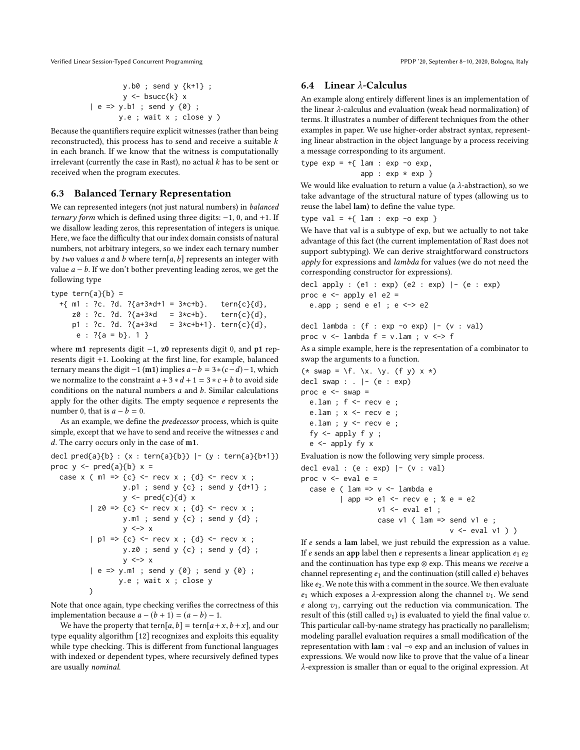```
          y.b0 ; send y {k+1} ;
          y <- bsucc{k} x
      | e => y.b1 ; send y {0} ;
             y.e ; wait x ; close y )
```

Because the quantifiers require explicit witnesses (rather than being reconstructed), this process has to send and receive a suitable $k$ in each branch. If we know that the witness is computationally irrelevant (currently the case in Rast), no actual $k$ has to be sent or received when the program executes.

### 6.3 Balanced Ternary Representation

We can represented integers (not just natural numbers) in *balanced ternary form* which is defined using three digits: $-1$, $0$, and $+1$. If we disallow leading zeros, this representation of integers is unique. Here, we face the difficulty that our index domain consists of natural numbers, not arbitrary integers, so we index each ternary number by *two* values $a$ and $b$ where $\mathrm{tern}[a, b]$ represents an integer with value $a - b$. If we don't bother preventing leading zeros, we get the following type

```
type tern{a}{b} =
  +{ m1 : ?c. ?d. ?{a+3*d+1 = 3*c+b}.   tern{c}{d},
     z0 : ?c. ?d. ?{a+3*d   = 3*c+b}.   tern{c}{d},
     p1 : ?c. ?d. ?{a+3*d   = 3*c+b+1}. tern{c}{d},
      e : ?{a = b}. 1 }
```

where **m1** represents digit $-1$, **z0** represents digit $0$, and **p1** represents digit $+1$. Looking at the first line, for example, balanced ternary means the digit $-1$ (**m1**) implies $a - b = 3 * (c - d) - 1$, which we normalize to the constraint $a + 3 * d + 1 = 3 * c + b$ to avoid side conditions on the natural numbers $a$ and $b$. Similar calculations apply for the other digits. The empty sequence $e$ represents the number 0, that is $a - b = 0$.

As an example, we define the *predecessor* process, which is quite simple, except that we have to send and receive the witnesses $c$ and $d$. The carry occurs only in the case of **m1**.

```
decl pred{a}{b} : (x : tern{a}{b}) |- (y : tern{a}{b+1})
proc y <- pred{a}{b} x =
  case x ( m1 => {c} <- recv x ; {d} <- recv x ;
                 y.p1 ; send y {c} ; send y {d+1} ;
                 y <- pred{c}{d} x
         | z0 => {c} <- recv x ; {d} <- recv x ;
                 y.m1 ; send y {c} ; send y {d} ;
                 y <-> x
         | p1 => {c} <- recv x ; {d} <- recv x ;
                 y.z0 ; send y {c} ; send y {d} ;
                 y <-> x
         | e => y.m1 ; send y {0} ; send y {0} ;
                y.e ; wait x ; close y
         )
```

Note that once again, type checking verifies the correctness of this implementation because $a - (b + 1) = (a - b) - 1$.

We have the property that $\mathrm{tern}[a, b] = \mathrm{tern}[a + x, b + x]$, and our type equality algorithm [12] recognizes and exploits this equality while type checking. This is different from functional languages with indexed or dependent types, where recursively defined types are usually *nominal*.

### 6.4 Linear $\lambda$-Calculus

An example along entirely different lines is an implementation of the linear $\lambda$-calculus and evaluation (weak head normalization) of terms. It illustrates a number of different techniques from the other examples in paper. We use higher-order abstract syntax, representing linear abstraction in the object language by a process receiving a message corresponding to its argument.

```
type exp = +{ lam : exp -o exp,
              app : exp * exp }
```

We would like evaluation to return a value (a $\lambda$-abstraction), so we take advantage of the structural nature of types (allowing us to reuse the label **lam**) to define the value type.

```
type val = +{ lam : exp -o exp }
```

We have that val is a subtype of exp, but we actually to not take advantage of this fact (the current implementation of Rast does not support subtyping). We can derive straightforward constructors *apply* for expressions and *lambda* for values (we do not need the corresponding constructor for expressions).

```
decl apply : (e1 : exp) (e2 : exp) |- (e : exp)
proc e <- apply e1 e2 =
  e.app ; send e e1 ; e <-> e2

decl lambda : (f : exp -o exp) |- (v : val)
proc v <- lambda f = v.lam ; v <-> f
```

As a simple example, here is the representation of a combinator to swap the arguments to a function.

```
(* swap = \f. \x. \y. (f y) x *)
decl swap : . |- (e : exp)
proc e <- swap =
  e.lam ; f <- recv e ;
  e.lam ; x <- recv e ;
  e.lam ; y <- recv e ;
  fy <- apply f y ;
  e <- apply fy x
```

Evaluation is now the following very simple process.

```
decl eval : (e : exp) |- (v : val)
proc v <- eval e =
  case e ( lam => v <- lambda e
         | app => e1 <- recv e ; % e = e2
                  v1 <- eval e1 ;
                  case v1 ( lam => send v1 e ;
                                   v <- eval v1 ) )
```

If $e$ sends a **lam** label, we just rebuild the expression as a value. If $e$ sends an **app** label then $e$ represents a linear application $e_1\, e_2$ and the continuation has type $\mathrm{exp} \otimes \mathrm{exp}$. This means we *receive* a channel representing $e_1$ and the continuation (still called $e$) behaves like $e_2$. We note this with a comment in the source. We then evaluate $e_1$ which exposes a $\lambda$-expression along the channel $v_1$. We send $e$ along $v_1$, carrying out the reduction via communication. The result of this (still called $v_1$) is evaluated to yield the final value $v$. This particular call-by-name strategy has practically no parallelism; modeling parallel evaluation requires a small modification of the representation with $\mathbf{lam} : \mathrm{val} \multimap \mathrm{exp}$ and an inclusion of values in expressions. We would now like to prove that the value of a linear $\lambda$-expression is smaller than or equal to the original expression. At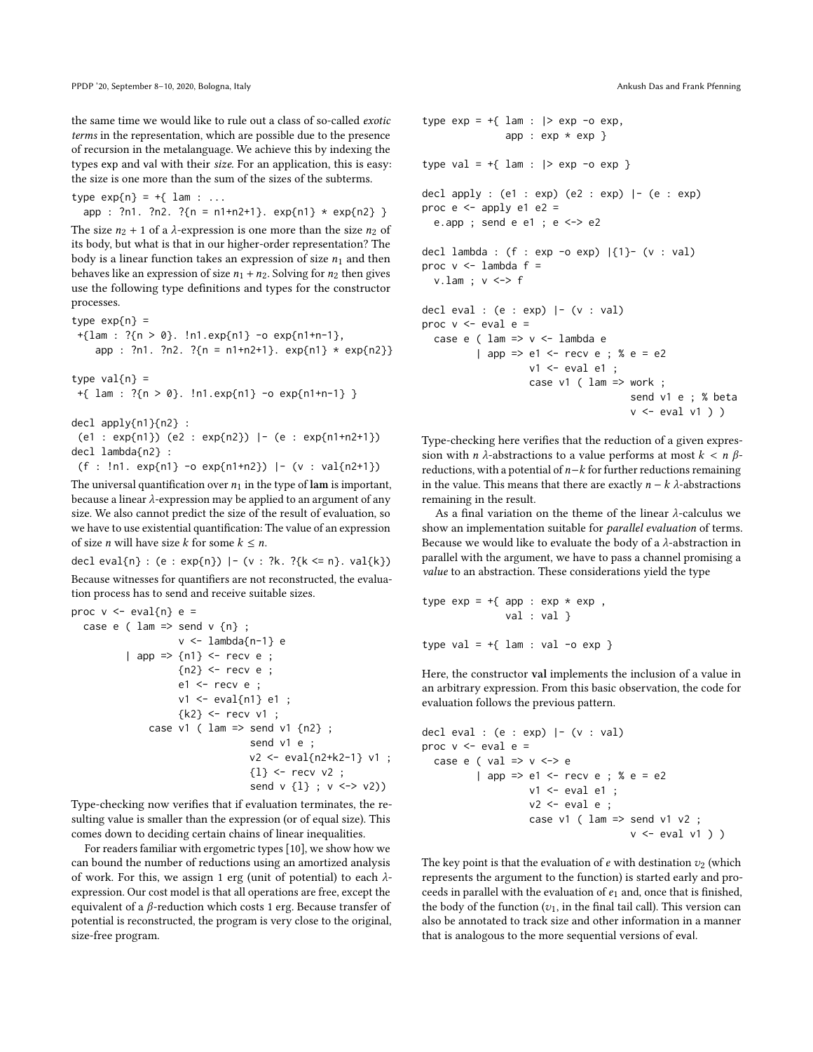the same time we would like to rule out a class of so-called *exotic terms* in the representation, which are possible due to the presence of recursion in the metalanguage. We achieve this by indexing the types exp and val with their *size*. For an application, this is easy: the size is one more than the sum of the sizes of the subterms.

```
type exp{n} = +{ lam : ...
  app : ?n1. ?n2. ?{n = n1+n2+1}. exp{n1} * exp{n2} }
```

The size $n_2 + 1$ of a $\lambda$-expression is one more than the size $n_2$ of its body, but what is that in our higher-order representation? The body is a linear function takes an expression of size $n_1$ and then behaves like an expression of size $n_1 + n_2$. Solving for $n_2$ then gives use the following type definitions and types for the constructor processes.

```
type exp{n} =
 +{lam : ?{n > 0}. !n1.exp{n1} -o exp{n1+n-1},
    app : ?n1. ?n2. ?{n = n1+n2+1}. exp{n1} * exp{n2}}

type val{n} =
 +{ lam : ?{n > 0}. !n1.exp{n1} -o exp{n1+n-1} }

decl apply{n1}{n2} :
 (e1 : exp{n1}) (e2 : exp{n2}) |- (e : exp{n1+n2+1})
decl lambda{n2} :
 (f : !n1. exp{n1} -o exp{n1+n2}) |- (v : val{n2+1})
```

The universal quantification over $n_1$ in the type of **lam** is important, because a linear $\lambda$-expression may be applied to an argument of any size. We also cannot predict the size of the result of evaluation, so we have to use existential quantification: The value of an expression of size $n$ will have size $k$ for some $k \leq n$.

```
decl eval{n} : (e : exp{n}) |- (v : ?k. ?{k <= n}. val{k})
```

Because witnesses for quantifiers are not reconstructed, the evaluation process has to send and receive suitable sizes.

```
proc v <- eval{n} e =
  case e ( lam => send v {n} ;
                  v <- lambda{n-1} e
         | app => {n1} <- recv e ;
                  {n2} <- recv e ;
                  e1 <- recv e ;
                  v1 <- eval{n1} e1 ;
                  {k2} <- recv v1 ;
             case v1 ( lam => send v1 {n2} ;
                              send v1 e ;
                              v2 <- eval{n2+k2-1} v1 ;
                              {l} <- recv v2 ;
                              send v {l} ; v <-> v2))
```

Type-checking now verifies that if evaluation terminates, the resulting value is smaller than the expression (or of equal size). This comes down to deciding certain chains of linear inequalities.

For readers familiar with ergometric types [10], we show how we can bound the number of reductions using an amortized analysis of work. For this, we assign 1 erg (unit of potential) to each $\lambda$-expression. Our cost model is that all operations are free, except the equivalent of a $\beta$-reduction which costs 1 erg. Because transfer of potential is reconstructed, the program is very close to the original, size-free program.

```
type exp = +{ lam : |> exp -o exp,
              app : exp * exp }

type val = +{ lam : |> exp -o exp }

decl apply : (e1 : exp) (e2 : exp) |- (e : exp)
proc e <- apply e1 e2 =
  e.app ; send e e1 ; e <-> e2

decl lambda : (f : exp -o exp) |{1}- (v : val)
proc v <- lambda f =
  v.lam ; v <-> f

decl eval : (e : exp) |- (v : val)
proc v <- eval e =
  case e ( lam => v <- lambda e
         | app => e1 <- recv e ; % e = e2
                  v1 <- eval e1 ;
                  case v1 ( lam => work ;
                                   send v1 e ; % beta
                                   v <- eval v1 ) )
```

Type-checking here verifies that the reduction of a given expression with $n$ $\lambda$-abstractions to a value performs at most $k < n$ $\beta$-reductions, with a potential of $n-k$ for further reductions remaining in the value. This means that there are exactly $n - k$ $\lambda$-abstractions remaining in the result.

As a final variation on the theme of the linear $\lambda$-calculus we show an implementation suitable for *parallel evaluation* of terms. Because we would like to evaluate the body of a $\lambda$-abstraction in parallel with the argument, we have to pass a channel promising a *value* to an abstraction. These considerations yield the type

```
type exp = +{ app : exp * exp ,
              val : val }

type val = +{ lam : val -o exp }
```

Here, the constructor **val** implements the inclusion of a value in an arbitrary expression. From this basic observation, the code for evaluation follows the previous pattern.

```
decl eval : (e : exp) |- (v : val)
proc v <- eval e =
  case e ( val => v <-> e
         | app => e1 <- recv e ; % e = e2
                  v1 <- eval e1 ;
                  v2 <- eval e ;
                  case v1 ( lam => send v1 v2 ;
                                   v <- eval v1 ) )
```

The key point is that the evaluation of $e$ with destination $v_2$ (which represents the argument to the function) is started early and proceeds in parallel with the evaluation of $e_1$ and, once that is finished, the body of the function ($v_1$, in the final tail call). This version can also be annotated to track size and other information in a manner that is analogous to the more sequential versions of eval.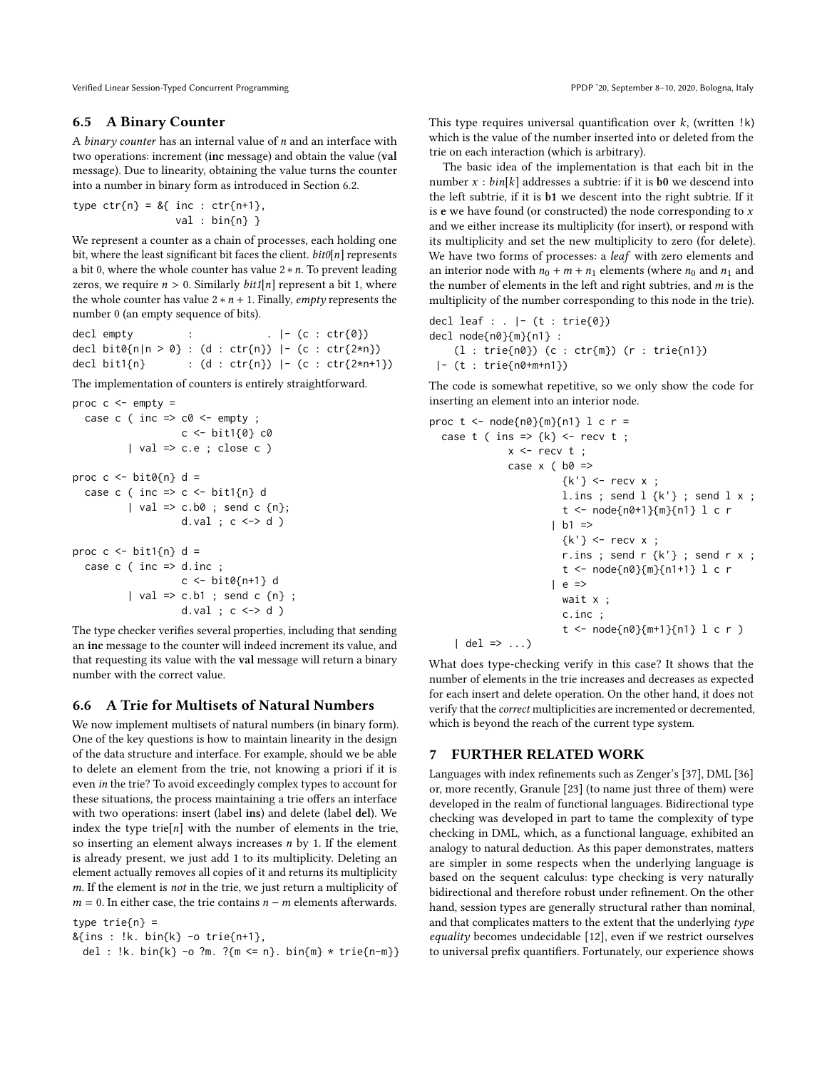### 6.5 A Binary Counter

A *binary counter* has an internal value of $n$ and an interface with two operations: increment (**inc** message) and obtain the value (**val** message). Due to linearity, obtaining the value turns the counter into a number in binary form as introduced in Section 6.2.

```
type ctr{n} = &{ inc : ctr{n+1},
                val : bin{n} }
```

We represent a counter as a chain of processes, each holding one bit, where the least significant bit faces the client. *bit0*[$n$] represents a bit 0, where the whole counter has value $2 * n$. To prevent leading zeros, we require $n > 0$. Similarly *bit1*[$n$] represent a bit 1, where the whole counter has value $2 * n + 1$. Finally, *empty* represents the number 0 (an empty sequence of bits).

```
decl empty          :            . |- (c : ctr{0})
decl bit0{n|n > 0} : (d : ctr{n}) |- (c : ctr{2*n})
decl bit1{n}        : (d : ctr{n}) |- (c : ctr{2*n+1})
```

The implementation of counters is entirely straightforward.

```
proc c <- empty =
  case c ( inc => c0 <- empty ;
                  c <- bit1{0} c0
         | val => c.e ; close c )

proc c <- bit0{n} d =
  case c ( inc => c <- bit1{n} d
         | val => c.b0 ; send c {n};
                  d.val ; c <-> d )

proc c <- bit1{n} d =
  case c ( inc => d.inc ;
                  c <- bit0{n+1} d
         | val => c.b1 ; send c {n} ;
                  d.val ; c <-> d )
```

The type checker verifies several properties, including that sending an **inc** message to the counter will indeed increment its value, and that requesting its value with the **val** message will return a binary number with the correct value.

### 6.6 A Trie for Multisets of Natural Numbers

We now implement multisets of natural numbers (in binary form). One of the key questions is how to maintain linearity in the design of the data structure and interface. For example, should we be able to delete an element from the trie, not knowing a priori if it is even *in* the trie? To avoid exceedingly complex types to account for these situations, the process maintaining a trie offers an interface with two operations: insert (label **ins**) and delete (label **del**). We index the type trie[$n$] with the number of elements in the trie, so inserting an element always increases $n$ by 1. If the element is already present, we just add 1 to its multiplicity. Deleting an element actually removes all copies of it and returns its multiplicity $m$. If the element is *not* in the trie, we just return a multiplicity of $m = 0$. In either case, the trie contains $n - m$ elements afterwards.

```
type trie{n} =
&{ins : !k. bin{k} -o trie{n+1},
  del : !k. bin{k} -o ?m. ?{m <= n}. bin{m} * trie{n-m}}
```

This type requires universal quantification over $k$, (written !k) which is the value of the number inserted into or deleted from the trie on each interaction (which is arbitrary).

The basic idea of the implementation is that each bit in the number $x : bin[k]$ addresses a subtrie: if it is **b0** we descend into the left subtrie, if it is **b1** we descent into the right subtrie. If it is **e** we have found (or constructed) the node corresponding to $x$ and we either increase its multiplicity (for insert), or respond with its multiplicity and set the new multiplicity to zero (for delete). We have two forms of processes: a *leaf* with zero elements and an interior node with $n_0 + m + n_1$ elements (where $n_0$ and $n_1$ and the number of elements in the left and right subtries, and $m$ is the multiplicity of the number corresponding to this node in the trie).

```
decl leaf : . |- (t : trie{0})
decl node{n0}{m}{n1} :
    (l : trie{n0}) (c : ctr{m}) (r : trie{n1})
 |- (t : trie{n0+m+n1})
```

The code is somewhat repetitive, so we only show the code for inserting an element into an interior node.

```
proc t <- node{n0}{m}{n1} l c r =
  case t ( ins => {k} <- recv t ;
            x <- recv t ;
            case x ( b0 =>
                     {k'} <- recv x ;
                     l.ins ; send l {k'} ; send l x ;
                     t <- node{n0+1}{m}{n1} l c r
                   | b1 =>
                     {k'} <- recv x ;
                     r.ins ; send r {k'} ; send r x ;
                     t <- node{n0}{m}{n1+1} l c r
                   | e =>
                     wait x ;
                     c.inc ;
                     t <- node{n0}{m+1}{n1} l c r )
    | del => ...)
```

What does type-checking verify in this case? It shows that the number of elements in the trie increases and decreases as expected for each insert and delete operation. On the other hand, it does not verify that the *correct* multiplicities are incremented or decremented, which is beyond the reach of the current type system.

## 7 FURTHER RELATED WORK

Languages with index refinements such as Zenger's [37], DML [36] or, more recently, Granule [23] (to name just three of them) were developed in the realm of functional languages. Bidirectional type checking was developed in part to tame the complexity of type checking in DML, which, as a functional language, exhibited an analogy to natural deduction. As this paper demonstrates, matters are simpler in some respects when the underlying language is based on the sequent calculus: type checking is very naturally bidirectional and therefore robust under refinement. On the other hand, session types are generally structural rather than nominal, and that complicates matters to the extent that the underlying *type equality* becomes undecidable [12], even if we restrict ourselves to universal prefix quantifiers. Fortunately, our experience shows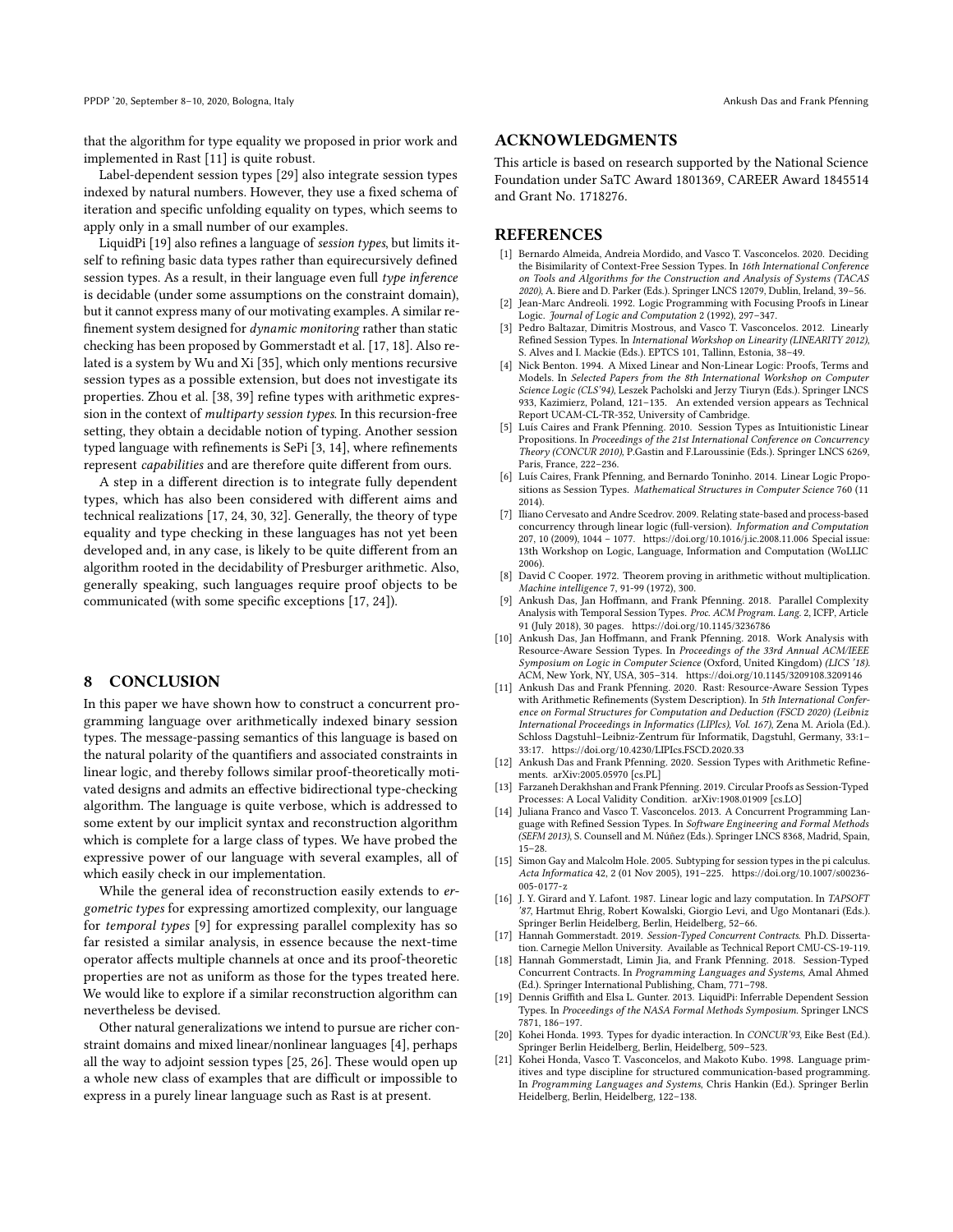that the algorithm for type equality we proposed in prior work and implemented in Rast [11] is quite robust.

Label-dependent session types [29] also integrate session types indexed by natural numbers. However, they use a fixed schema of iteration and specific unfolding equality on types, which seems to apply only in a small number of our examples.

LiquidPi [19] also refines a language of *session types*, but limits itself to refining basic data types rather than equirecursively defined session types. As a result, in their language even full *type inference* is decidable (under some assumptions on the constraint domain), but it cannot express many of our motivating examples. A similar refinement system designed for *dynamic monitoring* rather than static checking has been proposed by Gommerstadt et al. [17, 18]. Also related is a system by Wu and Xi [35], which only mentions recursive session types as a possible extension, but does not investigate its properties. Zhou et al. [38, 39] refine types with arithmetic expression in the context of *multiparty session types*. In this recursion-free setting, they obtain a decidable notion of typing. Another session typed language with refinements is SePi [3, 14], where refinements represent *capabilities* and are therefore quite different from ours.

A step in a different direction is to integrate fully dependent types, which has also been considered with different aims and technical realizations [17, 24, 30, 32]. Generally, the theory of type equality and type checking in these languages has not yet been developed and, in any case, is likely to be quite different from an algorithm rooted in the decidability of Presburger arithmetic. Also, generally speaking, such languages require proof objects to be communicated (with some specific exceptions [17, 24]).

## 8 CONCLUSION

In this paper we have shown how to construct a concurrent programming language over arithmetically indexed binary session types. The message-passing semantics of this language is based on the natural polarity of the quantifiers and associated constraints in linear logic, and thereby follows similar proof-theoretically motivated designs and admits an effective bidirectional type-checking algorithm. The language is quite verbose, which is addressed to some extent by our implicit syntax and reconstruction algorithm which is complete for a large class of types. We have probed the expressive power of our language with several examples, all of which easily check in our implementation.

While the general idea of reconstruction easily extends to *ergometric types* for expressing amortized complexity, our language for *temporal types* [9] for expressing parallel complexity has so far resisted a similar analysis, in essence because the next-time operator affects multiple channels at once and its proof-theoretic properties are not as uniform as those for the types treated here. We would like to explore if a similar reconstruction algorithm can nevertheless be devised.

Other natural generalizations we intend to pursue are richer constraint domains and mixed linear/nonlinear languages [4], perhaps all the way to adjoint session types [25, 26]. These would open up a whole new class of examples that are difficult or impossible to express in a purely linear language such as Rast is at present.

## ACKNOWLEDGMENTS

This article is based on research supported by the National Science Foundation under SaTC Award 1801369, CAREER Award 1845514 and Grant No. 1718276.

## REFERENCES

- [1] Bernardo Almeida, Andreia Mordido, and Vasco T. Vasconcelos. 2020. Deciding the Bisimilarity of Context-Free Session Types. In *16th International Conference on Tools and Algorithms for the Construction and Analysis of Systems (TACAS 2020)*, A. Biere and D. Parker (Eds.). Springer LNCS 12079, Dublin, Ireland, 39–56.
- [2] Jean-Marc Andreoli. 1992. Logic Programming with Focusing Proofs in Linear Logic. *Journal of Logic and Computation* 2 (1992), 297–347.
- [3] Pedro Baltazar, Dimitris Mostrous, and Vasco T. Vasconcelos. 2012. Linearly Refined Session Types. In *International Workshop on Linearity (LINEARITY 2012)*, S. Alves and I. Mackie (Eds.). EPTCS 101, Tallinn, Estonia, 38–49.
- [4] Nick Benton. 1994. A Mixed Linear and Non-Linear Logic: Proofs, Terms and Models. In *Selected Papers from the 8th International Workshop on Computer Science Logic (CSL'94)*, Leszek Pacholski and Jerzy Tiuryn (Eds.). Springer LNCS 933, Kazimierz, Poland, 121–135. An extended version appears as Technical Report UCAM-CL-TR-352, University of Cambridge.
- [5] Luís Caires and Frank Pfenning. 2010. Session Types as Intuitionistic Linear Propositions. In *Proceedings of the 21st International Conference on Concurrency Theory (CONCUR 2010)*, P.Gastin and F.Laroussinie (Eds.). Springer LNCS 6269, Paris, France, 222–236.
- [6] Luís Caires, Frank Pfenning, and Bernardo Toninho. 2014. Linear Logic Propositions as Session Types. *Mathematical Structures in Computer Science* 760 (11 2014).
- [7] Iliano Cervesato and Andre Scedrov. 2009. Relating state-based and process-based concurrency through linear logic (full-version). *Information and Computation* 207, 10 (2009), 1044 – 1077. https://doi.org/10.1016/j.ic.2008.11.006 Special issue: 13th Workshop on Logic, Language, Information and Computation (WoLLIC 2006).
- [8] David C Cooper. 1972. Theorem proving in arithmetic without multiplication. *Machine intelligence* 7, 91-99 (1972), 300.
- [9] Ankush Das, Jan Hoffmann, and Frank Pfenning. 2018. Parallel Complexity Analysis with Temporal Session Types. *Proc. ACM Program. Lang.* 2, ICFP, Article 91 (July 2018), 30 pages. https://doi.org/10.1145/3236786
- [10] Ankush Das, Jan Hoffmann, and Frank Pfenning. 2018. Work Analysis with Resource-Aware Session Types. In *Proceedings of the 33rd Annual ACM/IEEE Symposium on Logic in Computer Science* (Oxford, United Kingdom) *(LICS '18)*. ACM, New York, NY, USA, 305–314. https://doi.org/10.1145/3209108.3209146
- [11] Ankush Das and Frank Pfenning. 2020. Rast: Resource-Aware Session Types with Arithmetic Refinements (System Description). In *5th International Conference on Formal Structures for Computation and Deduction (FSCD 2020) (Leibniz International Proceedings in Informatics (LIPIcs), Vol. 167)*, Zena M. Ariola (Ed.). Schloss Dagstuhl–Leibniz-Zentrum für Informatik, Dagstuhl, Germany, 33:1–33:17. https://doi.org/10.4230/LIPIcs.FSCD.2020.33
- [12] Ankush Das and Frank Pfenning. 2020. Session Types with Arithmetic Refinements. arXiv:2005.05970 [cs.PL]
- [13] Farzaneh Derakhshan and Frank Pfenning. 2019. Circular Proofs as Session-Typed Processes: A Local Validity Condition. arXiv:1908.01909 [cs.LO]
- [14] Juliana Franco and Vasco T. Vasconcelos. 2013. A Concurrent Programming Language with Refined Session Types. In *Software Engineering and Formal Methods (SEFM 2013)*, S. Counsell and M. Núñez (Eds.). Springer LNCS 8368, Madrid, Spain, 15–28.
- [15] Simon Gay and Malcolm Hole. 2005. Subtyping for session types in the pi calculus. *Acta Informatica* 42, 2 (01 Nov 2005), 191–225. https://doi.org/10.1007/s00236-005-0177-z
- [16] J. Y. Girard and Y. Lafont. 1987. Linear logic and lazy computation. In *TAPSOFT '87*, Hartmut Ehrig, Robert Kowalski, Giorgio Levi, and Ugo Montanari (Eds.). Springer Berlin Heidelberg, Berlin, Heidelberg, 52–66.
- [17] Hannah Gommerstadt. 2019. *Session-Typed Concurrent Contracts*. Ph.D. Dissertation. Carnegie Mellon University. Available as Technical Report CMU-CS-19-119.
- [18] Hannah Gommerstadt, Limin Jia, and Frank Pfenning. 2018. Session-Typed Concurrent Contracts. In *Programming Languages and Systems*, Amal Ahmed (Ed.). Springer International Publishing, Cham, 771–798.
- [19] Dennis Griffith and Elsa L. Gunter. 2013. LiquidPi: Inferrable Dependent Session Types. In *Proceedings of the NASA Formal Methods Symposium*. Springer LNCS 7871, 186–197.
- [20] Kohei Honda. 1993. Types for dyadic interaction. In *CONCUR'93*, Eike Best (Ed.). Springer Berlin Heidelberg, Berlin, Heidelberg, 509–523.
- [21] Kohei Honda, Vasco T. Vasconcelos, and Makoto Kubo. 1998. Language primitives and type discipline for structured communication-based programming. In *Programming Languages and Systems*, Chris Hankin (Ed.). Springer Berlin Heidelberg, Berlin, Heidelberg, 122–138.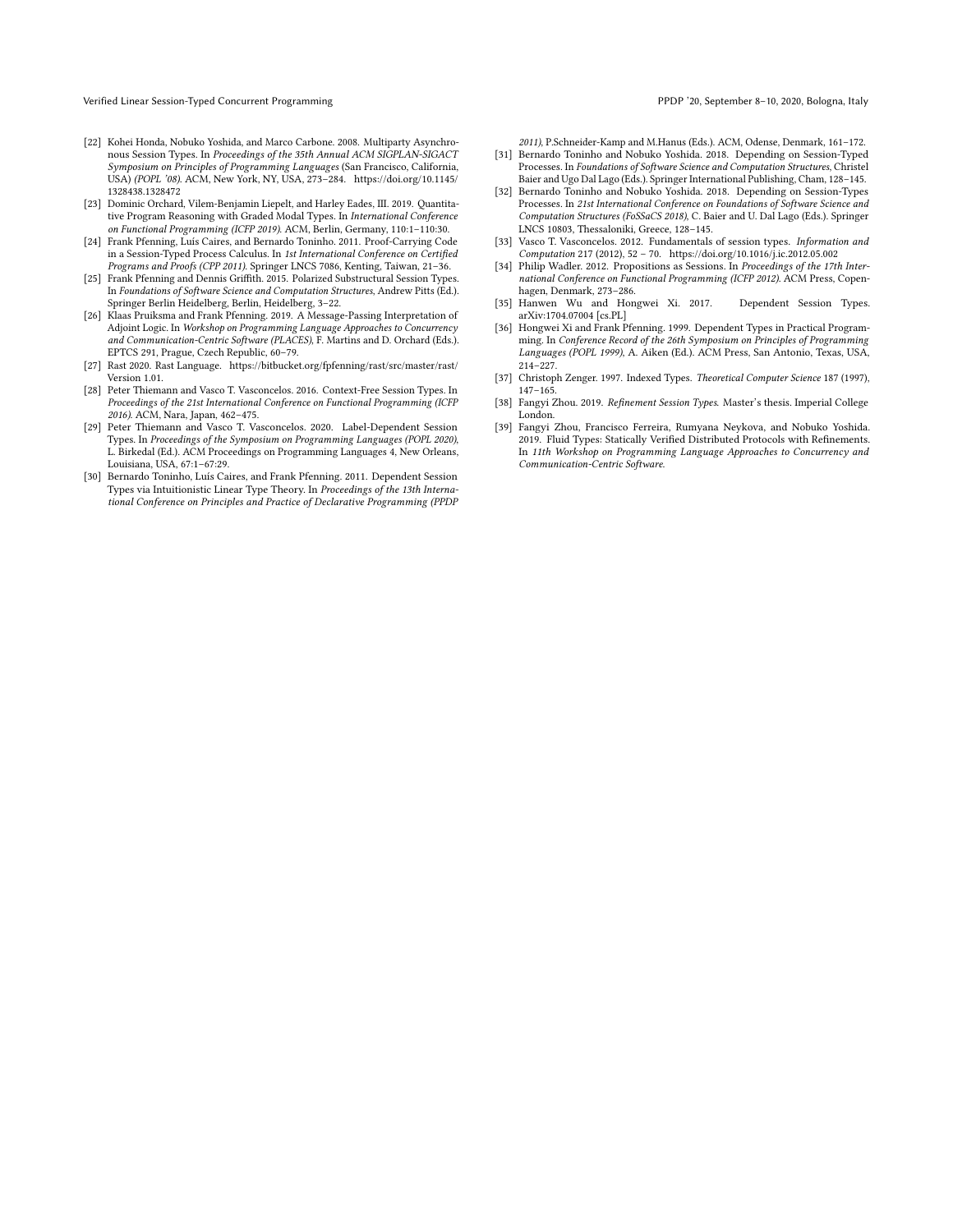[22] Kohei Honda, Nobuko Yoshida, and Marco Carbone. 2008. Multiparty Asynchronous Session Types. In *Proceedings of the 35th Annual ACM SIGPLAN-SIGACT Symposium on Principles of Programming Languages* (San Francisco, California, USA) *(POPL '08)*. ACM, New York, NY, USA, 273–284. https://doi.org/10.1145/1328438.1328472

[23] Dominic Orchard, Vilem-Benjamin Liepelt, and Harley Eades, III. 2019. Quantitative Program Reasoning with Graded Modal Types. In *International Conference on Functional Programming (ICFP 2019)*. ACM, Berlin, Germany, 110:1–110:30.

[24] Frank Pfenning, Luís Caires, and Bernardo Toninho. 2011. Proof-Carrying Code in a Session-Typed Process Calculus. In *1st International Conference on Certified Programs and Proofs (CPP 2011)*. Springer LNCS 7086, Kenting, Taiwan, 21–36.

[25] Frank Pfenning and Dennis Griffith. 2015. Polarized Substructural Session Types. In *Foundations of Software Science and Computation Structures*, Andrew Pitts (Ed.). Springer Berlin Heidelberg, Berlin, Heidelberg, 3–22.

[26] Klaas Pruiksma and Frank Pfenning. 2019. A Message-Passing Interpretation of Adjoint Logic. In *Workshop on Programming Language Approaches to Concurrency and Communication-Centric Software (PLACES)*, F. Martins and D. Orchard (Eds.). EPTCS 291, Prague, Czech Republic, 60–79.

[27] Rast 2020. Rast Language. https://bitbucket.org/fpfenning/rast/src/master/rast/ Version 1.01.

[28] Peter Thiemann and Vasco T. Vasconcelos. 2016. Context-Free Session Types. In *Proceedings of the 21st International Conference on Functional Programming (ICFP 2016)*. ACM, Nara, Japan, 462–475.

[29] Peter Thiemann and Vasco T. Vasconcelos. 2020. Label-Dependent Session Types. In *Proceedings of the Symposium on Programming Languages (POPL 2020)*, L. Birkedal (Ed.). ACM Proceedings on Programming Languages 4, New Orleans, Louisiana, USA, 67:1–67:29.

[30] Bernardo Toninho, Luís Caires, and Frank Pfenning. 2011. Dependent Session Types via Intuitionistic Linear Type Theory. In *Proceedings of the 13th International Conference on Principles and Practice of Declarative Programming (PPDP 2011)*, P.Schneider-Kamp and M.Hanus (Eds.). ACM, Odense, Denmark, 161–172.

[31] Bernardo Toninho and Nobuko Yoshida. 2018. Depending on Session-Typed Processes. In *Foundations of Software Science and Computation Structures*, Christel Baier and Ugo Dal Lago (Eds.). Springer International Publishing, Cham, 128–145.

[32] Bernardo Toninho and Nobuko Yoshida. 2018. Depending on Session-Types Processes. In *21st International Conference on Foundations of Software Science and Computation Structures (FoSSaCS 2018)*, C. Baier and U. Dal Lago (Eds.). Springer LNCS 10803, Thessaloniki, Greece, 128–145.

[33] Vasco T. Vasconcelos. 2012. Fundamentals of session types. *Information and Computation* 217 (2012), 52 – 70. https://doi.org/10.1016/j.ic.2012.05.002

[34] Philip Wadler. 2012. Propositions as Sessions. In *Proceedings of the 17th International Conference on Functional Programming (ICFP 2012)*. ACM Press, Copenhagen, Denmark, 273–286.

[35] Hanwen Wu and Hongwei Xi. 2017. Dependent Session Types. arXiv:1704.07004 [cs.PL]

[36] Hongwei Xi and Frank Pfenning. 1999. Dependent Types in Practical Programming. In *Conference Record of the 26th Symposium on Principles of Programming Languages (POPL 1999)*, A. Aiken (Ed.). ACM Press, San Antonio, Texas, USA, 214–227.

[37] Christoph Zenger. 1997. Indexed Types. *Theoretical Computer Science* 187 (1997), 147–165.

[38] Fangyi Zhou. 2019. *Refinement Session Types*. Master's thesis. Imperial College London.

[39] Fangyi Zhou, Francisco Ferreira, Rumyana Neykova, and Nobuko Yoshida. 2019. Fluid Types: Statically Verified Distributed Protocols with Refinements. In *11th Workshop on Programming Language Approaches to Concurrency and Communication-Centric Software*.